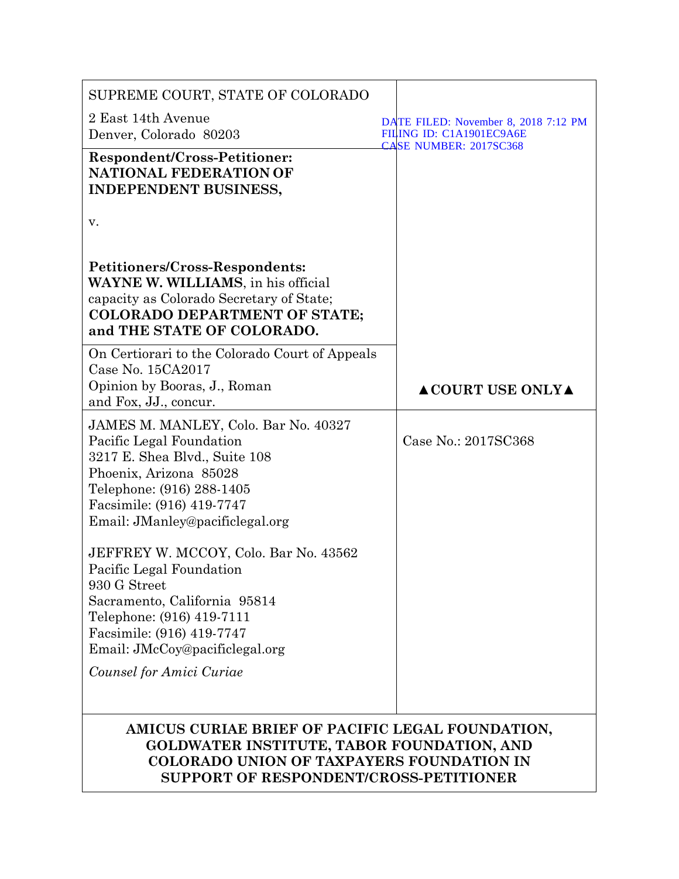SUPREME COURT, STATE OF COLORADO

2 East 14th Avenue
Denver, Colorado 80203

DATE FILED: November 8, 2018 7:12 PM
FILING ID: C1A1901EC9A6E
CASE NUMBER: 2017SC368

**Respondent/Cross-Petitioner:**
**NATIONAL FEDERATION OF INDEPENDENT BUSINESS,**

v.

**Petitioners/Cross-Respondents:**
**WAYNE W. WILLIAMS**, in his official capacity as Colorado Secretary of State;
**COLORADO DEPARTMENT OF STATE; and THE STATE OF COLORADO.**

On Certiorari to the Colorado Court of Appeals
Case No. 15CA2017
Opinion by Booras, J., Roman and Fox, JJ., concur.

**▲COURT USE ONLY▲**

JAMES M. MANLEY, Colo. Bar No. 40327
Pacific Legal Foundation
3217 E. Shea Blvd., Suite 108
Phoenix, Arizona 85028
Telephone: (916) 288-1405
Facsimile: (916) 419-7747
Email: JManley@pacificlegal.org

JEFFREY W. MCCOY, Colo. Bar No. 43562
Pacific Legal Foundation
930 G Street
Sacramento, California 95814
Telephone: (916) 419-7111
Facsimile: (916) 419-7747
Email: JMcCoy@pacificlegal.org

*Counsel for Amici Curiae*

Case No.: 2017SC368

**AMICUS CURIAE BRIEF OF PACIFIC LEGAL FOUNDATION, GOLDWATER INSTITUTE, TABOR FOUNDATION, AND COLORADO UNION OF TAXPAYERS FOUNDATION IN SUPPORT OF RESPONDENT/CROSS-PETITIONER**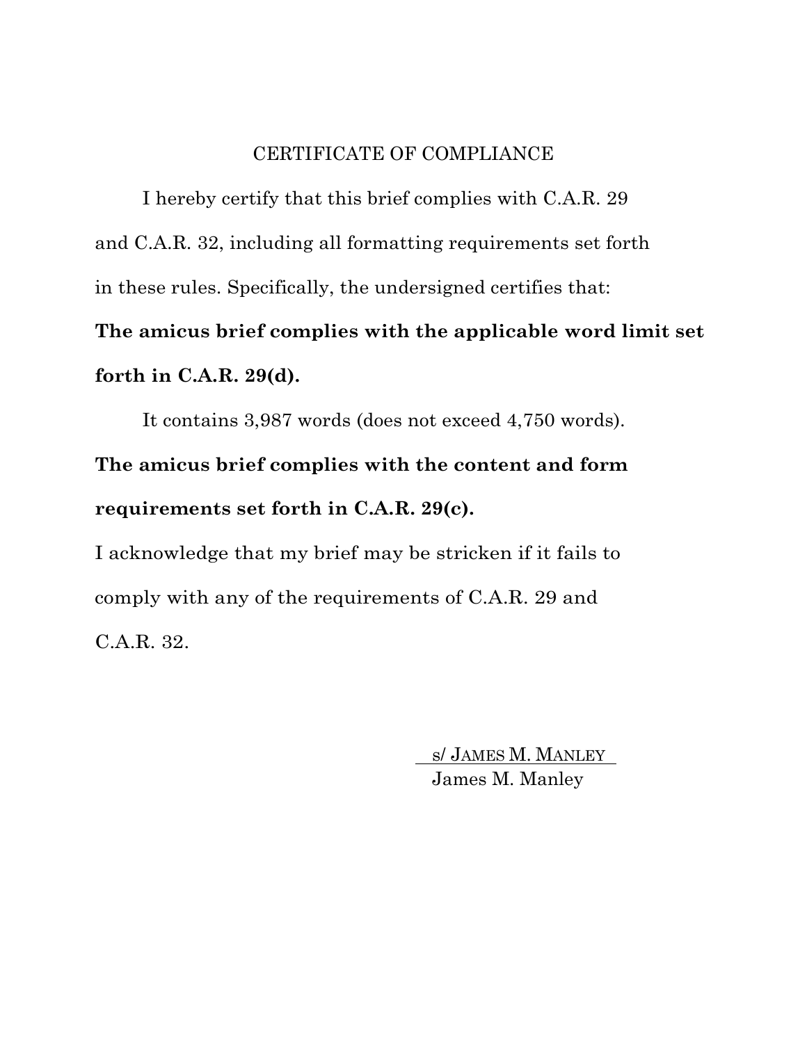## CERTIFICATE OF COMPLIANCE

I hereby certify that this brief complies with C.A.R. 29 and C.A.R. 32, including all formatting requirements set forth in these rules. Specifically, the undersigned certifies that:

**The amicus brief complies with the applicable word limit set forth in C.A.R. 29(d).**

It contains 3,987 words (does not exceed 4,750 words).

**The amicus brief complies with the content and form requirements set forth in C.A.R. 29(c).**

I acknowledge that my brief may be stricken if it fails to comply with any of the requirements of C.A.R. 29 and C.A.R. 32.

s/ JAMES M. MANLEY
James M. Manley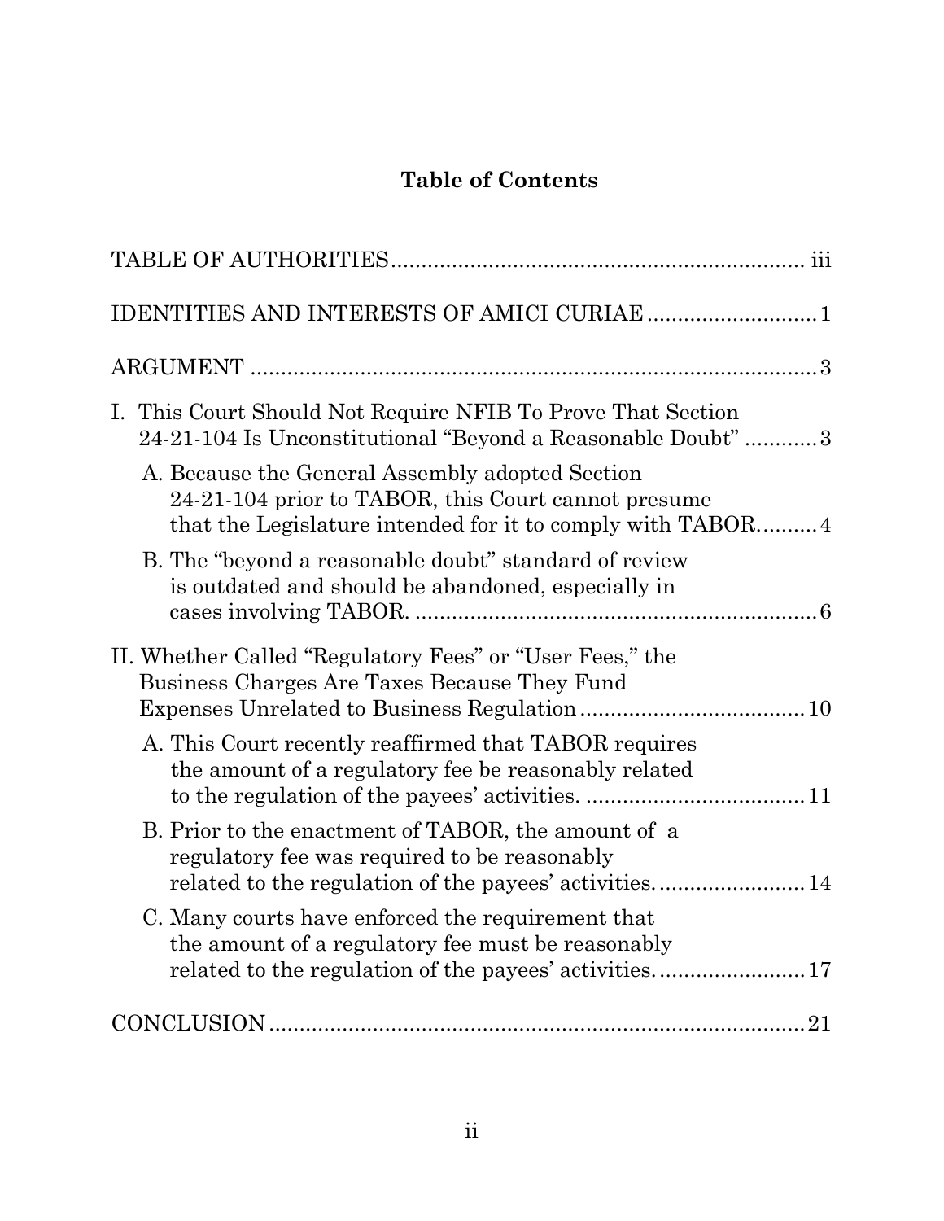# Table of Contents

TABLE OF AUTHORITIES ........................................................ iii

IDENTITIES AND INTERESTS OF AMICI CURIAE ........................ 1

ARGUMENT ........................................................................ 3

I. This Court Should Not Require NFIB To Prove That Section 24-21-104 Is Unconstitutional "Beyond a Reasonable Doubt" ............ 3

   A. Because the General Assembly adopted Section 24-21-104 prior to TABOR, this Court cannot presume that the Legislature intended for it to comply with TABOR.......... 4

   B. The "beyond a reasonable doubt" standard of review is outdated and should be abandoned, especially in cases involving TABOR. ................................................... 6

II. Whether Called "Regulatory Fees" or "User Fees," the Business Charges Are Taxes Because They Fund Expenses Unrelated to Business Regulation .................................... 10

   A. This Court recently reaffirmed that TABOR requires the amount of a regulatory fee be reasonably related to the regulation of the payees' activities. ................................... 11

   B. Prior to the enactment of TABOR, the amount of a regulatory fee was required to be reasonably related to the regulation of the payees' activities. ........................ 14

   C. Many courts have enforced the requirement that the amount of a regulatory fee must be reasonably related to the regulation of the payees' activities. ........................ 17

CONCLUSION ........................................................................ 21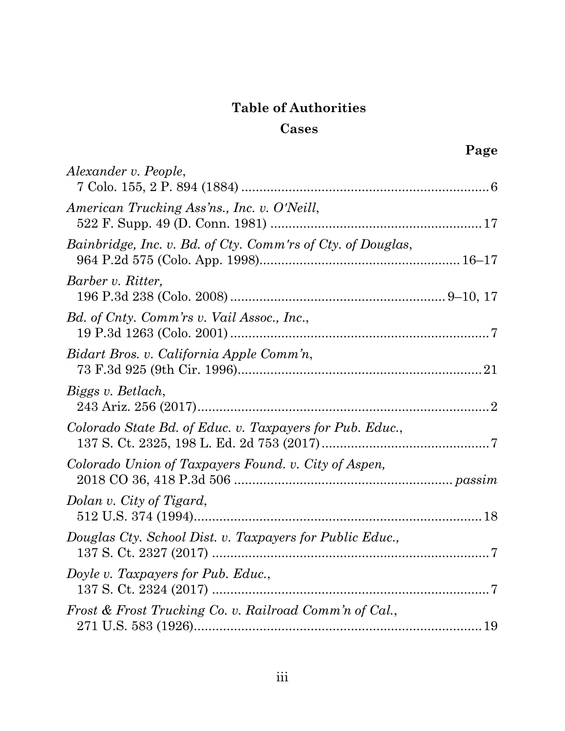# Table of Authorities

## Cases

**Page**

*Alexander v. People*,
7 Colo. 155, 2 P. 894 (1884) .................................................................... 6

*American Trucking Ass'ns., Inc. v. O'Neill*,
522 F. Supp. 49 (D. Conn. 1981) .......................................................... 17

*Bainbridge, Inc. v. Bd. of Cty. Comm'rs Cty. of Douglas*,
964 P.2d 575 (Colo. App. 1998)...................................................... 16–17

*Barber v. Ritter,*
196 P.3d 238 (Colo. 2008) .......................................................... 9–10, 17

*Bd. of Cnty. Comm'rs v. Vail Assoc., Inc.*,
19 P.3d 1263 (Colo. 2001) ....................................................................... 7

*Bidart Bros. v. California Apple Comm'n*,
73 F.3d 925 (9th Cir. 1996)................................................................... 21

*Biggs v. Betlach*,
243 Ariz. 256 (2017)................................................................................ 2

*Colorado State Bd. of Educ. v. Taxpayers for Pub. Educ.*,
137 S. Ct. 2325, 198 L. Ed. 2d 753 (2017).............................................. 7

*Colorado Union of Taxpayers Found. v. City of Aspen,*
2018 CO 36, 418 P.3d 506 ........................................................... *passim*

*Dolan v. City of Tigard*,
512 U.S. 374 (1994)................................................................................ 18

*Douglas Cty. School Dist. v. Taxpayers for Public Educ.,*
137 S. Ct. 2327 (2017) ............................................................................ 7

*Doyle v. Taxpayers for Pub. Educ.*,
137 S. Ct. 2324 (2017) ............................................................................ 7

*Frost & Frost Trucking Co. v. Railroad Comm'n of Cal.*,
271 U.S. 583 (1926)................................................................................ 19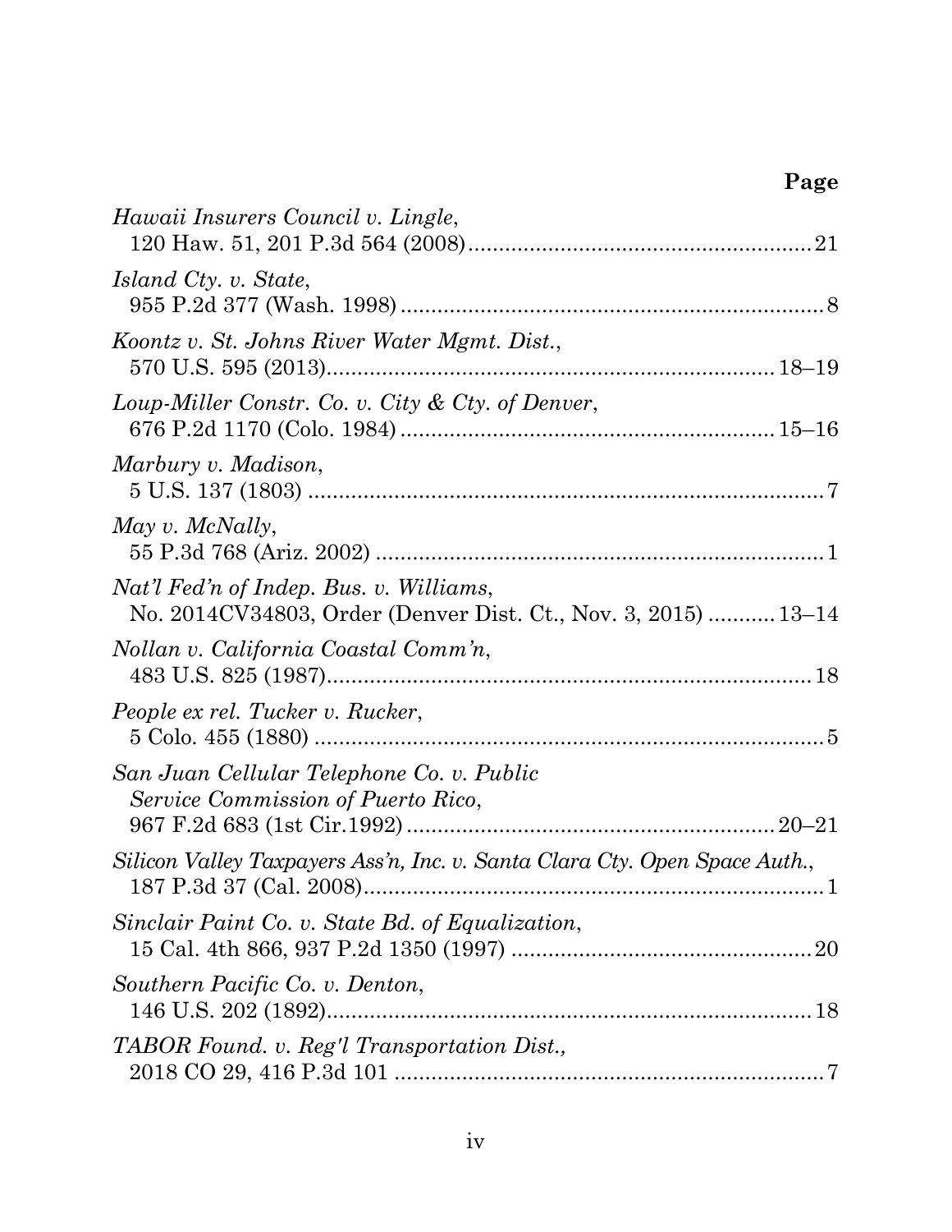**Page**

*Hawaii Insurers Council v. Lingle*,
120 Haw. 51, 201 P.3d 564 (2008) ........................................................ 21

*Island Cty. v. State*,
955 P.2d 377 (Wash. 1998) ..................................................................... 8

*Koontz v. St. Johns River Water Mgmt. Dist.*,
570 U.S. 595 (2013) ........................................................................ 18–19

*Loup-Miller Constr. Co. v. City & Cty. of Denver*,
676 P.2d 1170 (Colo. 1984) ............................................................ 15–16

*Marbury v. Madison*,
5 U.S. 137 (1803) ..................................................................................... 7

*May v. McNally*,
55 P.3d 768 (Ariz. 2002) ......................................................................... 1

*Nat'l Fed'n of Indep. Bus. v. Williams*,
No. 2014CV34803, Order (Denver Dist. Ct., Nov. 3, 2015) ........... 13–14

*Nollan v. California Coastal Comm'n*,
483 U.S. 825 (1987) ............................................................................... 18

*People ex rel. Tucker v. Rucker*,
5 Colo. 455 (1880) ................................................................................... 5

*San Juan Cellular Telephone Co. v. Public Service Commission of Puerto Rico*,
967 F.2d 683 (1st Cir.1992) ............................................................ 20–21

*Silicon Valley Taxpayers Ass'n, Inc. v. Santa Clara Cty. Open Space Auth.*,
187 P.3d 37 (Cal. 2008) ........................................................................... 1

*Sinclair Paint Co. v. State Bd. of Equalization*,
15 Cal. 4th 866, 937 P.2d 1350 (1997) ................................................. 20

*Southern Pacific Co. v. Denton*,
146 U.S. 202 (1892) ............................................................................... 18

*TABOR Found. v. Reg'l Transportation Dist.*,
2018 CO 29, 416 P.3d 101 ...................................................................... 7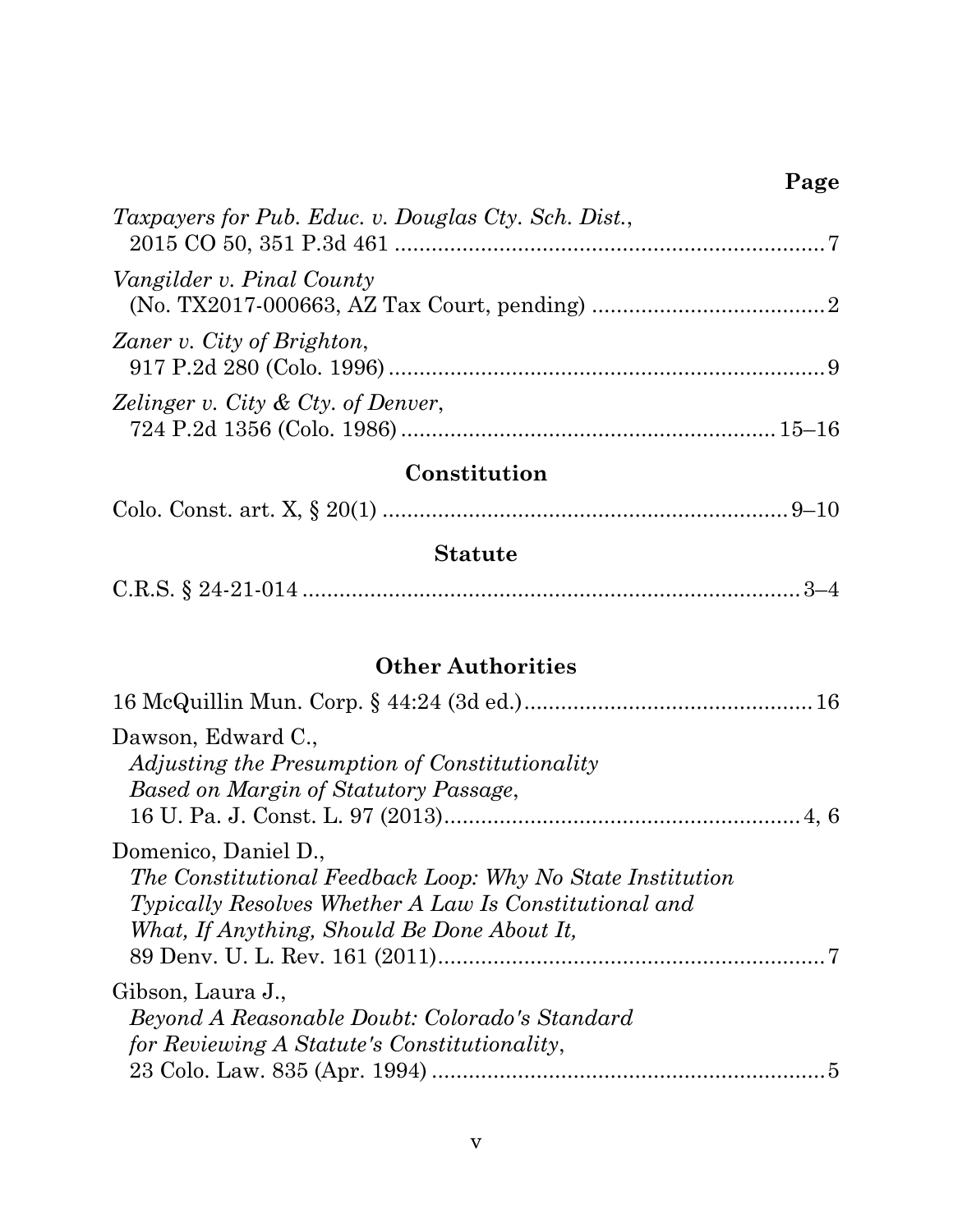**Page**

*Taxpayers for Pub. Educ. v. Douglas Cty. Sch. Dist.*,
2015 CO 50, 351 P.3d 461 ........................................................................ 7

*Vangilder v. Pinal County*
(No. TX2017-000663, AZ Tax Court, pending) ........................................ 2

*Zaner v. City of Brighton*,
917 P.2d 280 (Colo. 1996) ........................................................................ 9

*Zelinger v. City & Cty. of Denver*,
724 P.2d 1356 (Colo. 1986) .............................................................. 15–16

## Constitution

Colo. Const. art. X, § 20(1) ................................................................... 9–10

## Statute

C.R.S. § 24-21-014 .................................................................................. 3–4

## Other Authorities

16 McQuillin Mun. Corp. § 44:24 (3d ed.) ................................................ 16

Dawson, Edward C.,
*Adjusting the Presumption of Constitutionality Based on Margin of Statutory Passage*,
16 U. Pa. J. Const. L. 97 (2013) ........................................................... 4, 6

Domenico, Daniel D.,
*The Constitutional Feedback Loop: Why No State Institution Typically Resolves Whether A Law Is Constitutional and What, If Anything, Should Be Done About It,*
89 Denv. U. L. Rev. 161 (2011) ................................................................. 7

Gibson, Laura J.,
*Beyond A Reasonable Doubt: Colorado's Standard for Reviewing A Statute's Constitutionality*,
23 Colo. Law. 835 (Apr. 1994) ................................................................. 5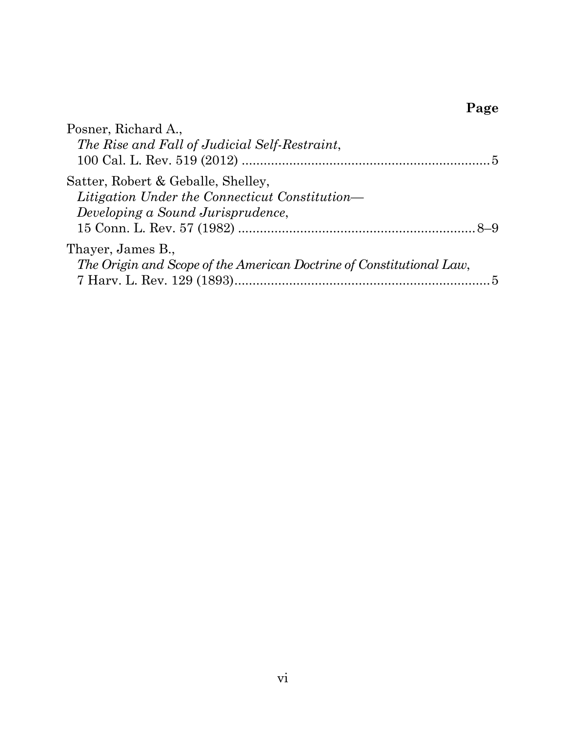**Page**

Posner, Richard A.,
*The Rise and Fall of Judicial Self-Restraint*,
100 Cal. L. Rev. 519 (2012) .................................................................... 5

Satter, Robert & Geballe, Shelley,
*Litigation Under the Connecticut Constitution—*
*Developing a Sound Jurisprudence*,
15 Conn. L. Rev. 57 (1982) ................................................................ 8–9

Thayer, James B.,
*The Origin and Scope of the American Doctrine of Constitutional Law*,
7 Harv. L. Rev. 129 (1893)...................................................................... 5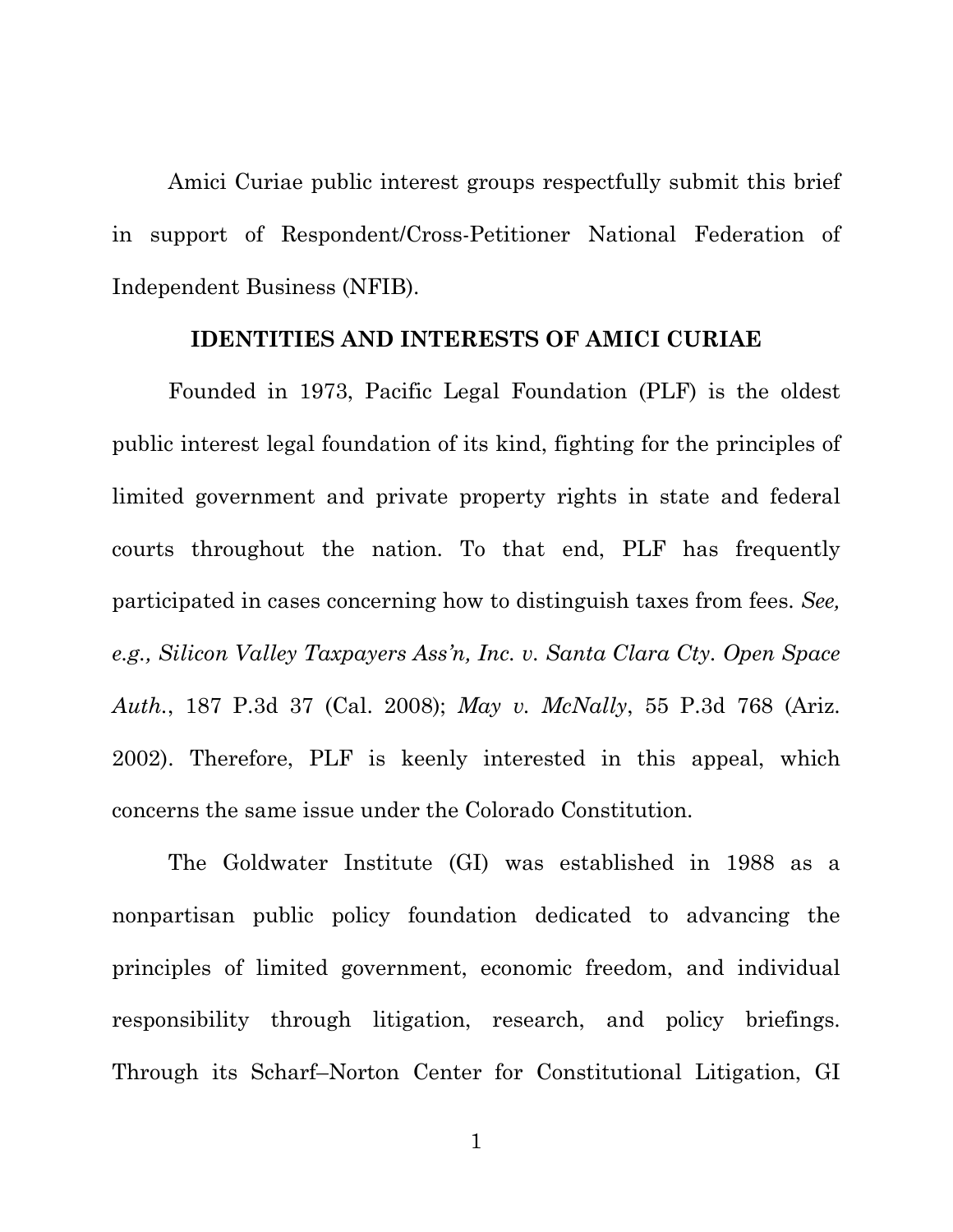Amici Curiae public interest groups respectfully submit this brief in support of Respondent/Cross-Petitioner National Federation of Independent Business (NFIB).

## IDENTITIES AND INTERESTS OF AMICI CURIAE

Founded in 1973, Pacific Legal Foundation (PLF) is the oldest public interest legal foundation of its kind, fighting for the principles of limited government and private property rights in state and federal courts throughout the nation. To that end, PLF has frequently participated in cases concerning how to distinguish taxes from fees. *See, e.g., Silicon Valley Taxpayers Ass'n, Inc. v. Santa Clara Cty. Open Space Auth.*, 187 P.3d 37 (Cal. 2008); *May v. McNally*, 55 P.3d 768 (Ariz. 2002). Therefore, PLF is keenly interested in this appeal, which concerns the same issue under the Colorado Constitution.

The Goldwater Institute (GI) was established in 1988 as a nonpartisan public policy foundation dedicated to advancing the principles of limited government, economic freedom, and individual responsibility through litigation, research, and policy briefings. Through its Scharf–Norton Center for Constitutional Litigation, GI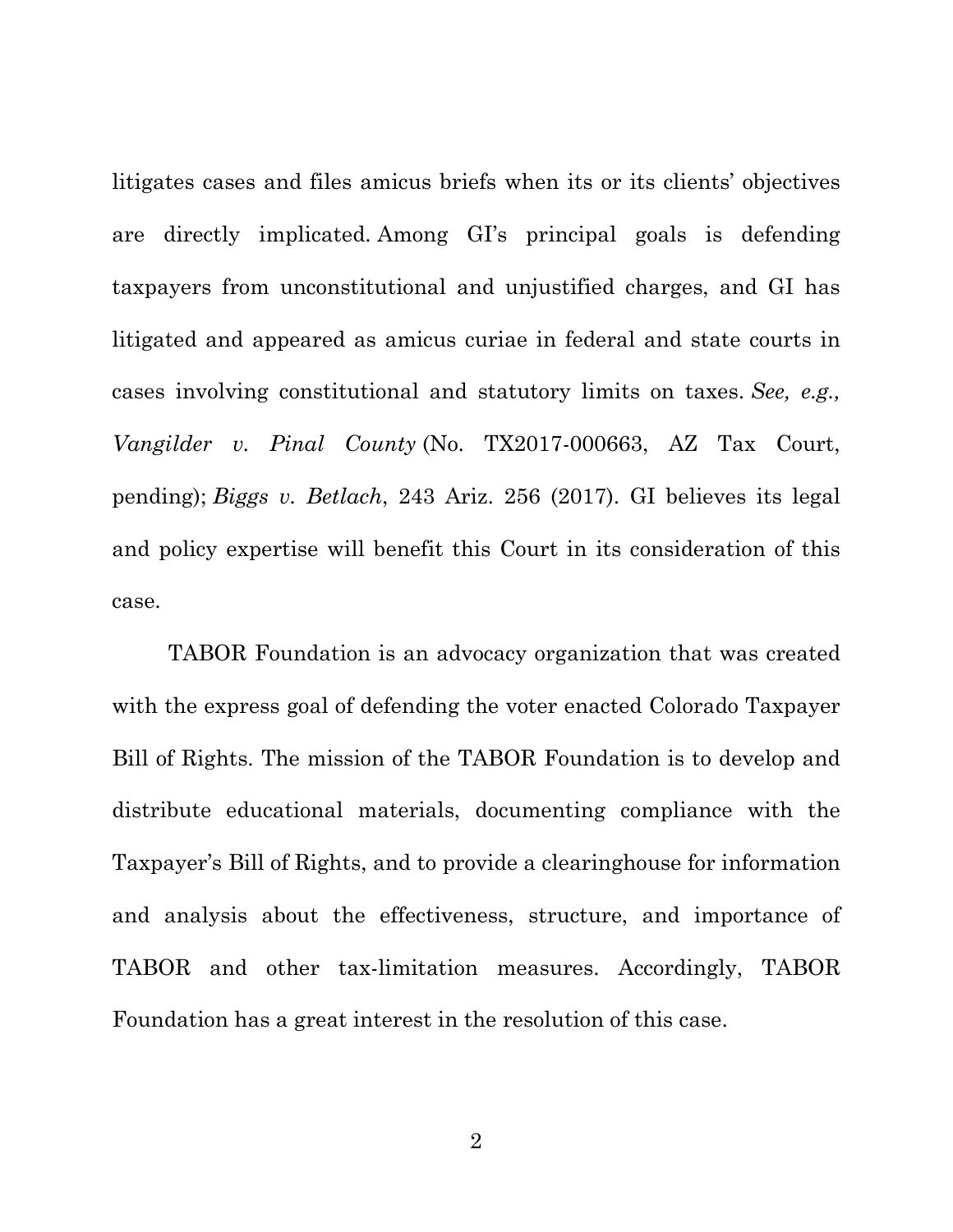litigates cases and files amicus briefs when its or its clients' objectives are directly implicated. Among GI's principal goals is defending taxpayers from unconstitutional and unjustified charges, and GI has litigated and appeared as amicus curiae in federal and state courts in cases involving constitutional and statutory limits on taxes. *See, e.g., Vangilder v. Pinal County* (No. TX2017-000663, AZ Tax Court, pending); *Biggs v. Betlach*, 243 Ariz. 256 (2017). GI believes its legal and policy expertise will benefit this Court in its consideration of this case.

TABOR Foundation is an advocacy organization that was created with the express goal of defending the voter enacted Colorado Taxpayer Bill of Rights. The mission of the TABOR Foundation is to develop and distribute educational materials, documenting compliance with the Taxpayer's Bill of Rights, and to provide a clearinghouse for information and analysis about the effectiveness, structure, and importance of TABOR and other tax-limitation measures. Accordingly, TABOR Foundation has a great interest in the resolution of this case.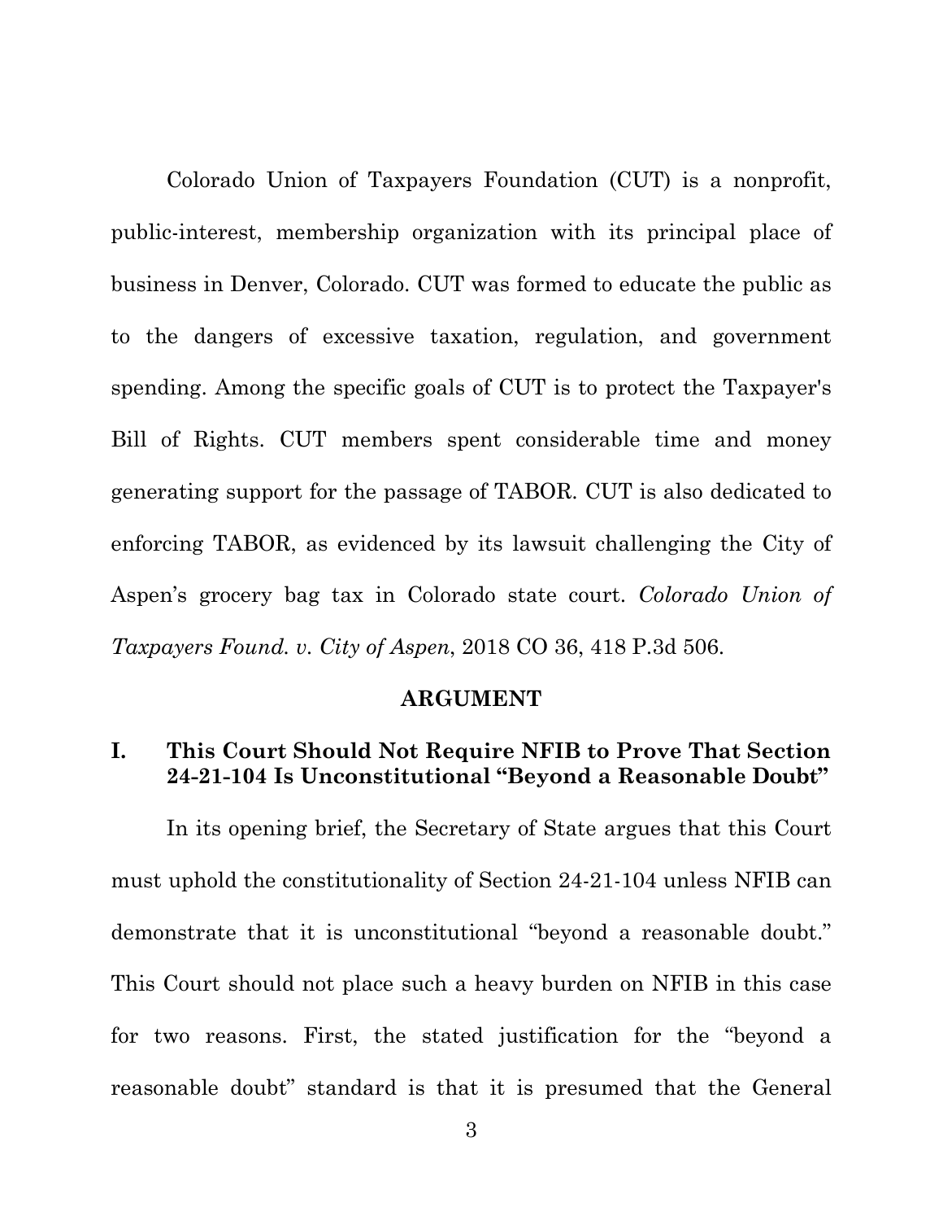Colorado Union of Taxpayers Foundation (CUT) is a nonprofit, public-interest, membership organization with its principal place of business in Denver, Colorado. CUT was formed to educate the public as to the dangers of excessive taxation, regulation, and government spending. Among the specific goals of CUT is to protect the Taxpayer's Bill of Rights. CUT members spent considerable time and money generating support for the passage of TABOR. CUT is also dedicated to enforcing TABOR, as evidenced by its lawsuit challenging the City of Aspen's grocery bag tax in Colorado state court. *Colorado Union of Taxpayers Found. v. City of Aspen*, 2018 CO 36, 418 P.3d 506.

## ARGUMENT

### I. This Court Should Not Require NFIB to Prove That Section 24-21-104 Is Unconstitutional "Beyond a Reasonable Doubt"

In its opening brief, the Secretary of State argues that this Court must uphold the constitutionality of Section 24-21-104 unless NFIB can demonstrate that it is unconstitutional "beyond a reasonable doubt." This Court should not place such a heavy burden on NFIB in this case for two reasons. First, the stated justification for the "beyond a reasonable doubt" standard is that it is presumed that the General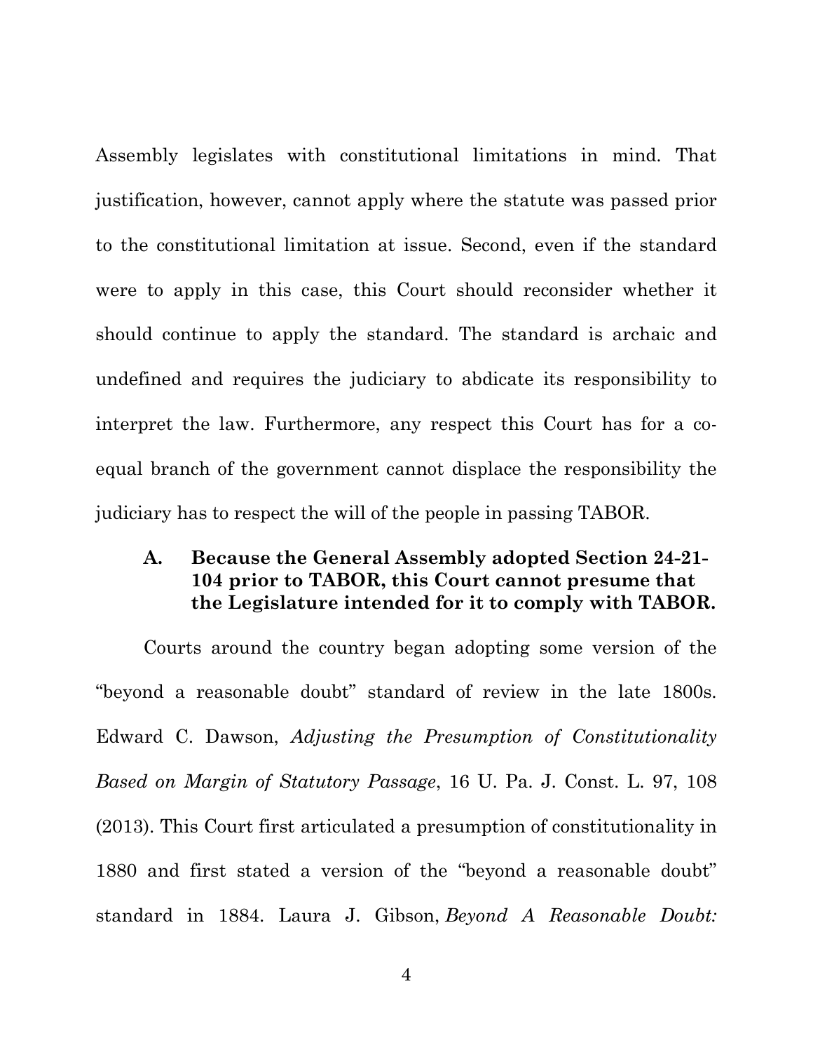Assembly legislates with constitutional limitations in mind. That justification, however, cannot apply where the statute was passed prior to the constitutional limitation at issue. Second, even if the standard were to apply in this case, this Court should reconsider whether it should continue to apply the standard. The standard is archaic and undefined and requires the judiciary to abdicate its responsibility to interpret the law. Furthermore, any respect this Court has for a co-equal branch of the government cannot displace the responsibility the judiciary has to respect the will of the people in passing TABOR.

### A. Because the General Assembly adopted Section 24-21-104 prior to TABOR, this Court cannot presume that the Legislature intended for it to comply with TABOR.

Courts around the country began adopting some version of the "beyond a reasonable doubt" standard of review in the late 1800s. Edward C. Dawson, *Adjusting the Presumption of Constitutionality Based on Margin of Statutory Passage*, 16 U. Pa. J. Const. L. 97, 108 (2013). This Court first articulated a presumption of constitutionality in 1880 and first stated a version of the "beyond a reasonable doubt" standard in 1884. Laura J. Gibson, *Beyond A Reasonable Doubt:*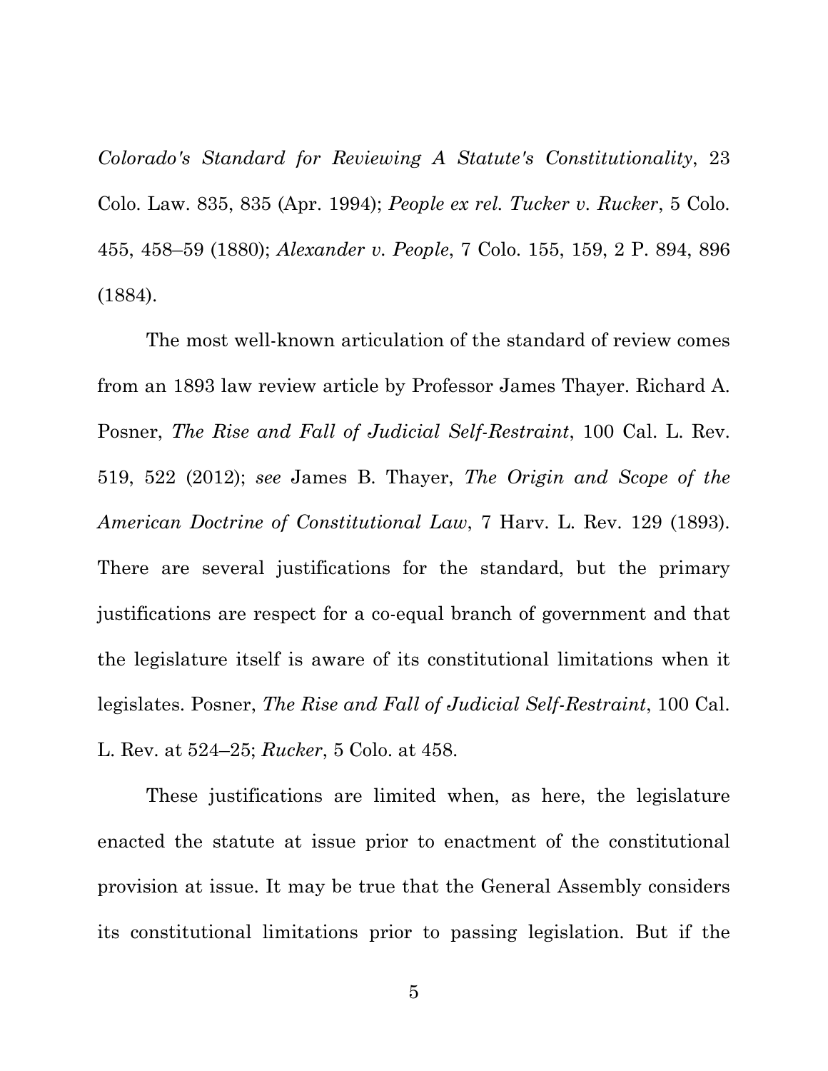*Colorado's Standard for Reviewing A Statute's Constitutionality*, 23 Colo. Law. 835, 835 (Apr. 1994); *People ex rel. Tucker v. Rucker*, 5 Colo. 455, 458–59 (1880); *Alexander v. People*, 7 Colo. 155, 159, 2 P. 894, 896 (1884).

The most well-known articulation of the standard of review comes from an 1893 law review article by Professor James Thayer. Richard A. Posner, *The Rise and Fall of Judicial Self-Restraint*, 100 Cal. L. Rev. 519, 522 (2012); *see* James B. Thayer, *The Origin and Scope of the American Doctrine of Constitutional Law*, 7 Harv. L. Rev. 129 (1893). There are several justifications for the standard, but the primary justifications are respect for a co-equal branch of government and that the legislature itself is aware of its constitutional limitations when it legislates. Posner, *The Rise and Fall of Judicial Self-Restraint*, 100 Cal. L. Rev. at 524–25; *Rucker*, 5 Colo. at 458.

These justifications are limited when, as here, the legislature enacted the statute at issue prior to enactment of the constitutional provision at issue. It may be true that the General Assembly considers its constitutional limitations prior to passing legislation. But if the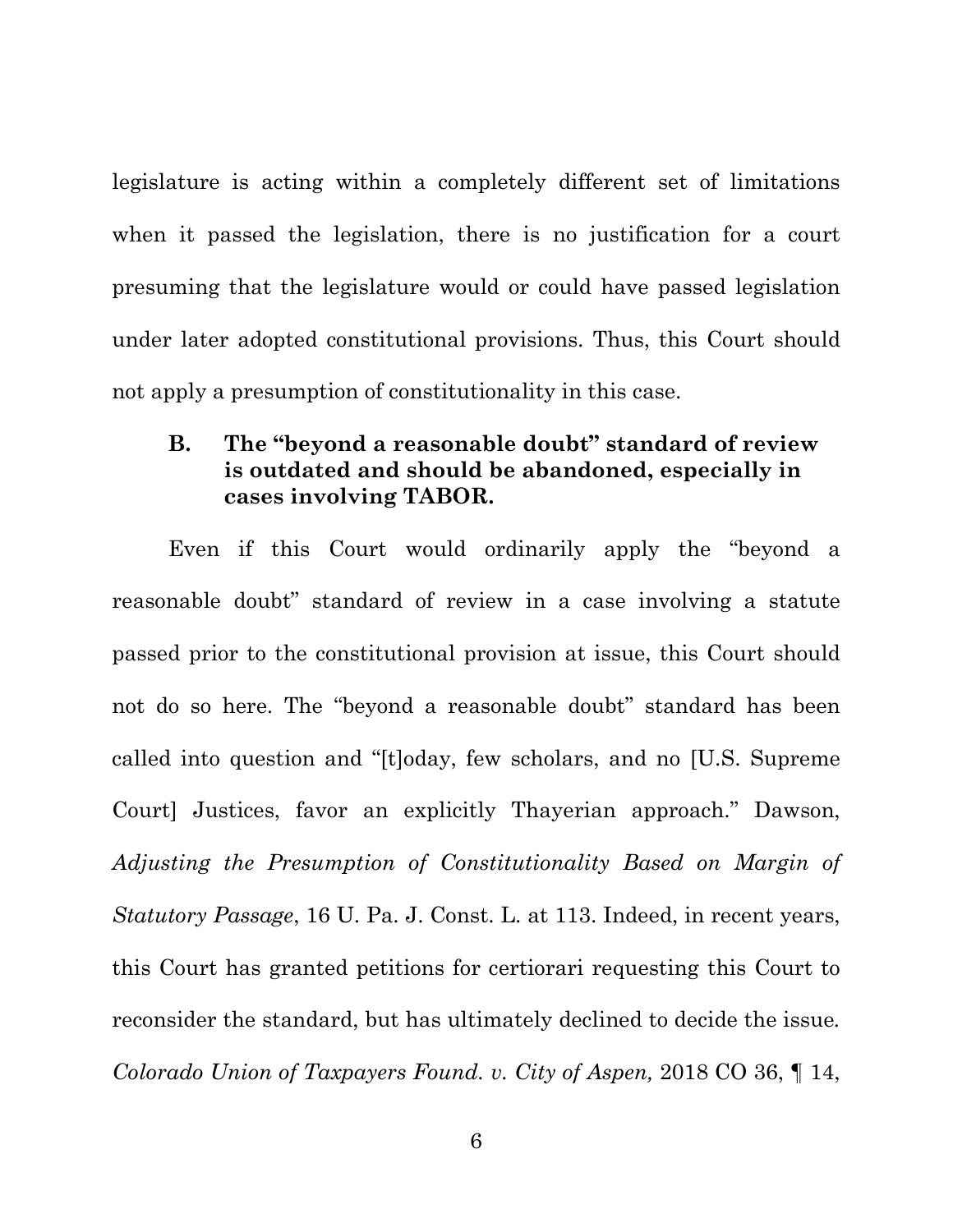legislature is acting within a completely different set of limitations when it passed the legislation, there is no justification for a court presuming that the legislature would or could have passed legislation under later adopted constitutional provisions. Thus, this Court should not apply a presumption of constitutionality in this case.

### B. The "beyond a reasonable doubt" standard of review is outdated and should be abandoned, especially in cases involving TABOR.

Even if this Court would ordinarily apply the "beyond a reasonable doubt" standard of review in a case involving a statute passed prior to the constitutional provision at issue, this Court should not do so here. The "beyond a reasonable doubt" standard has been called into question and "[t]oday, few scholars, and no [U.S. Supreme Court] Justices, favor an explicitly Thayerian approach." Dawson, *Adjusting the Presumption of Constitutionality Based on Margin of Statutory Passage*, 16 U. Pa. J. Const. L. at 113. Indeed, in recent years, this Court has granted petitions for certiorari requesting this Court to reconsider the standard, but has ultimately declined to decide the issue. *Colorado Union of Taxpayers Found. v. City of Aspen,* 2018 CO 36, ¶ 14,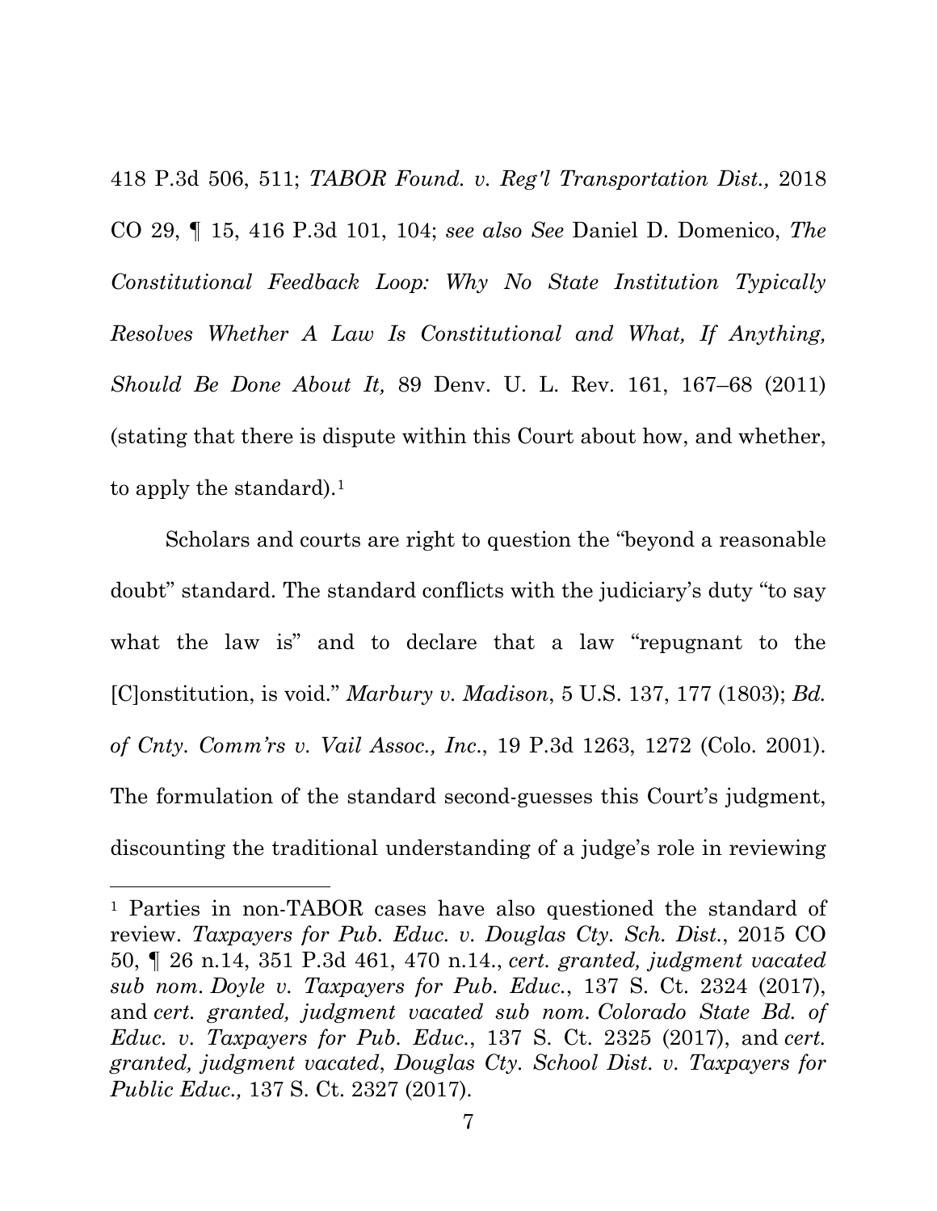418 P.3d 506, 511; *TABOR Found. v. Reg'l Transportation Dist.,* 2018 CO 29, ¶ 15, 416 P.3d 101, 104; *see also See* Daniel D. Domenico, *The Constitutional Feedback Loop: Why No State Institution Typically Resolves Whether A Law Is Constitutional and What, If Anything, Should Be Done About It,* 89 Denv. U. L. Rev. 161, 167–68 (2011) (stating that there is dispute within this Court about how, and whether, to apply the standard).[1]

Scholars and courts are right to question the "beyond a reasonable doubt" standard. The standard conflicts with the judiciary's duty "to say what the law is" and to declare that a law "repugnant to the [C]onstitution, is void." *Marbury v. Madison*, 5 U.S. 137, 177 (1803); *Bd. of Cnty. Comm'rs v. Vail Assoc., Inc.*, 19 P.3d 1263, 1272 (Colo. 2001). The formulation of the standard second-guesses this Court's judgment, discounting the traditional understanding of a judge's role in reviewing

---

[1] Parties in non-TABOR cases have also questioned the standard of review. *Taxpayers for Pub. Educ. v. Douglas Cty. Sch. Dist.*, 2015 CO 50, ¶ 26 n.14, 351 P.3d 461, 470 n.14., *cert. granted, judgment vacated sub nom. Doyle v. Taxpayers for Pub. Educ.*, 137 S. Ct. 2324 (2017), and *cert. granted, judgment vacated sub nom. Colorado State Bd. of Educ. v. Taxpayers for Pub. Educ.*, 137 S. Ct. 2325 (2017), and *cert. granted, judgment vacated*, *Douglas Cty. School Dist. v. Taxpayers for Public Educ.,* 137 S. Ct. 2327 (2017).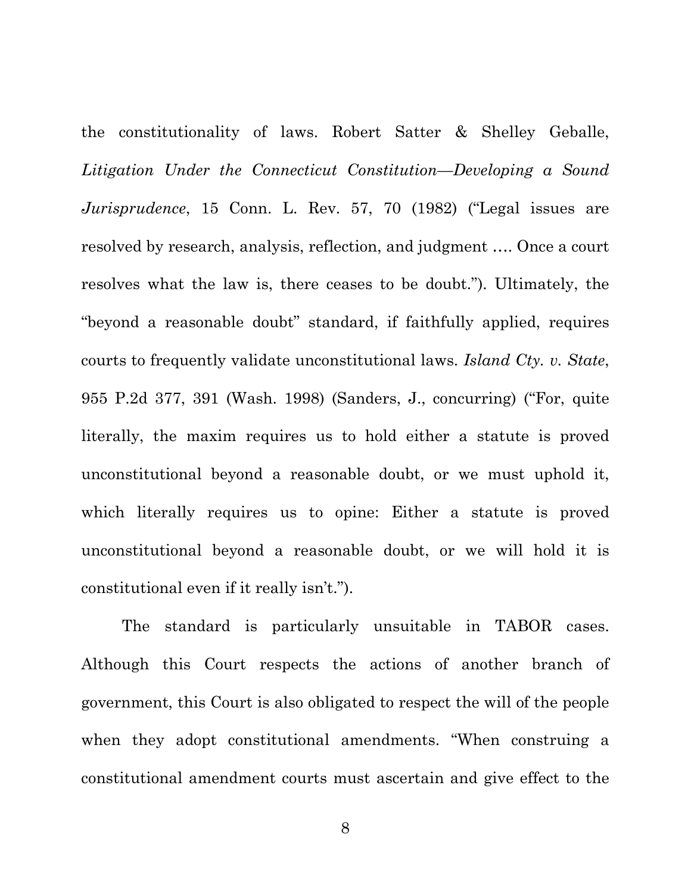the constitutionality of laws. Robert Satter & Shelley Geballe, *Litigation Under the Connecticut Constitution—Developing a Sound Jurisprudence*, 15 Conn. L. Rev. 57, 70 (1982) ("Legal issues are resolved by research, analysis, reflection, and judgment …. Once a court resolves what the law is, there ceases to be doubt."). Ultimately, the "beyond a reasonable doubt" standard, if faithfully applied, requires courts to frequently validate unconstitutional laws. *Island Cty. v. State*, 955 P.2d 377, 391 (Wash. 1998) (Sanders, J., concurring) ("For, quite literally, the maxim requires us to hold either a statute is proved unconstitutional beyond a reasonable doubt, or we must uphold it, which literally requires us to opine: Either a statute is proved unconstitutional beyond a reasonable doubt, or we will hold it is constitutional even if it really isn't.").

The standard is particularly unsuitable in TABOR cases. Although this Court respects the actions of another branch of government, this Court is also obligated to respect the will of the people when they adopt constitutional amendments. "When construing a constitutional amendment courts must ascertain and give effect to the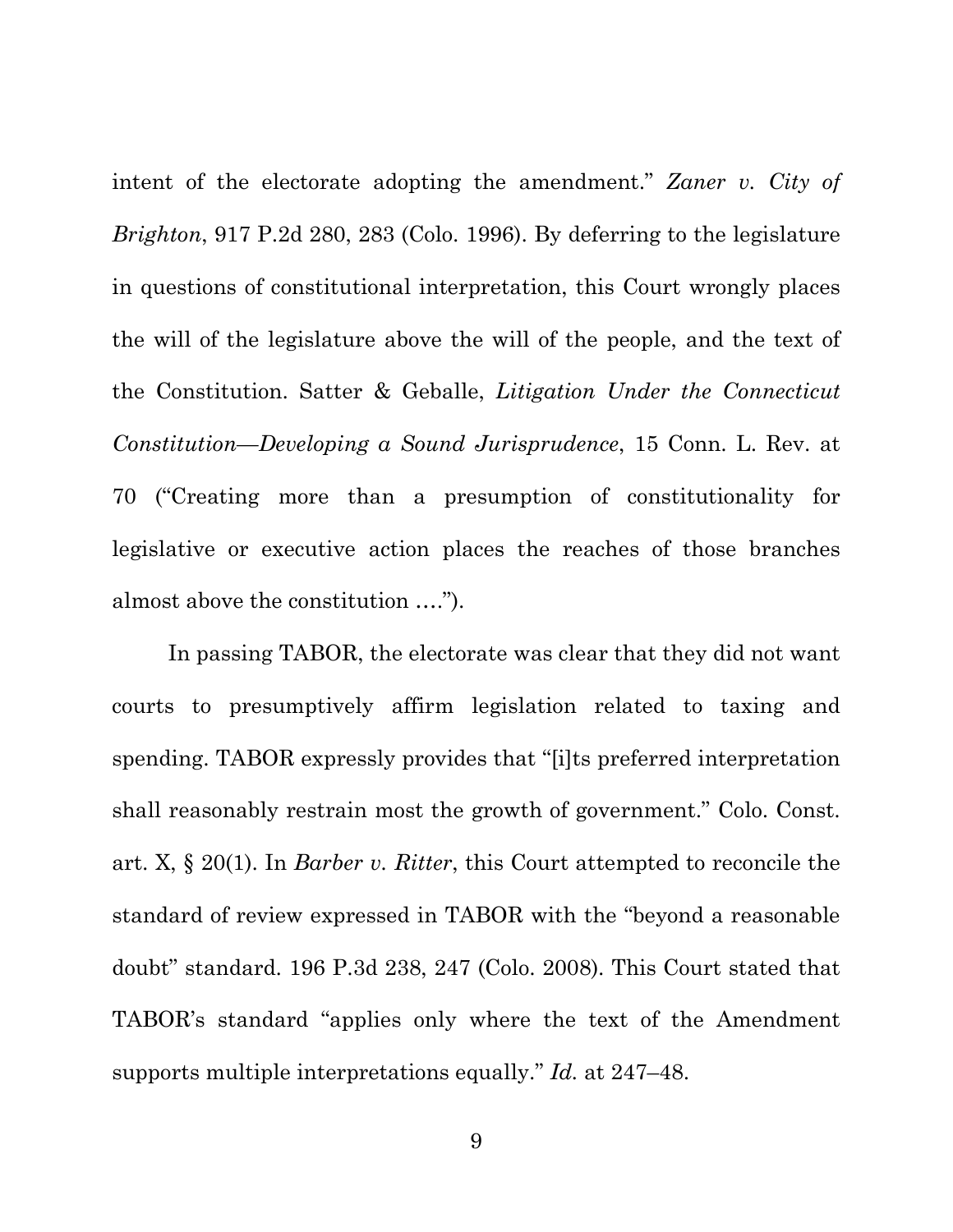intent of the electorate adopting the amendment." *Zaner v. City of Brighton*, 917 P.2d 280, 283 (Colo. 1996). By deferring to the legislature in questions of constitutional interpretation, this Court wrongly places the will of the legislature above the will of the people, and the text of the Constitution. Satter & Geballe, *Litigation Under the Connecticut Constitution—Developing a Sound Jurisprudence*, 15 Conn. L. Rev. at 70 ("Creating more than a presumption of constitutionality for legislative or executive action places the reaches of those branches almost above the constitution ….").

In passing TABOR, the electorate was clear that they did not want courts to presumptively affirm legislation related to taxing and spending. TABOR expressly provides that "[i]ts preferred interpretation shall reasonably restrain most the growth of government." Colo. Const. art. X, § 20(1). In *Barber v. Ritter*, this Court attempted to reconcile the standard of review expressed in TABOR with the "beyond a reasonable doubt" standard. 196 P.3d 238, 247 (Colo. 2008). This Court stated that TABOR's standard "applies only where the text of the Amendment supports multiple interpretations equally." *Id.* at 247–48.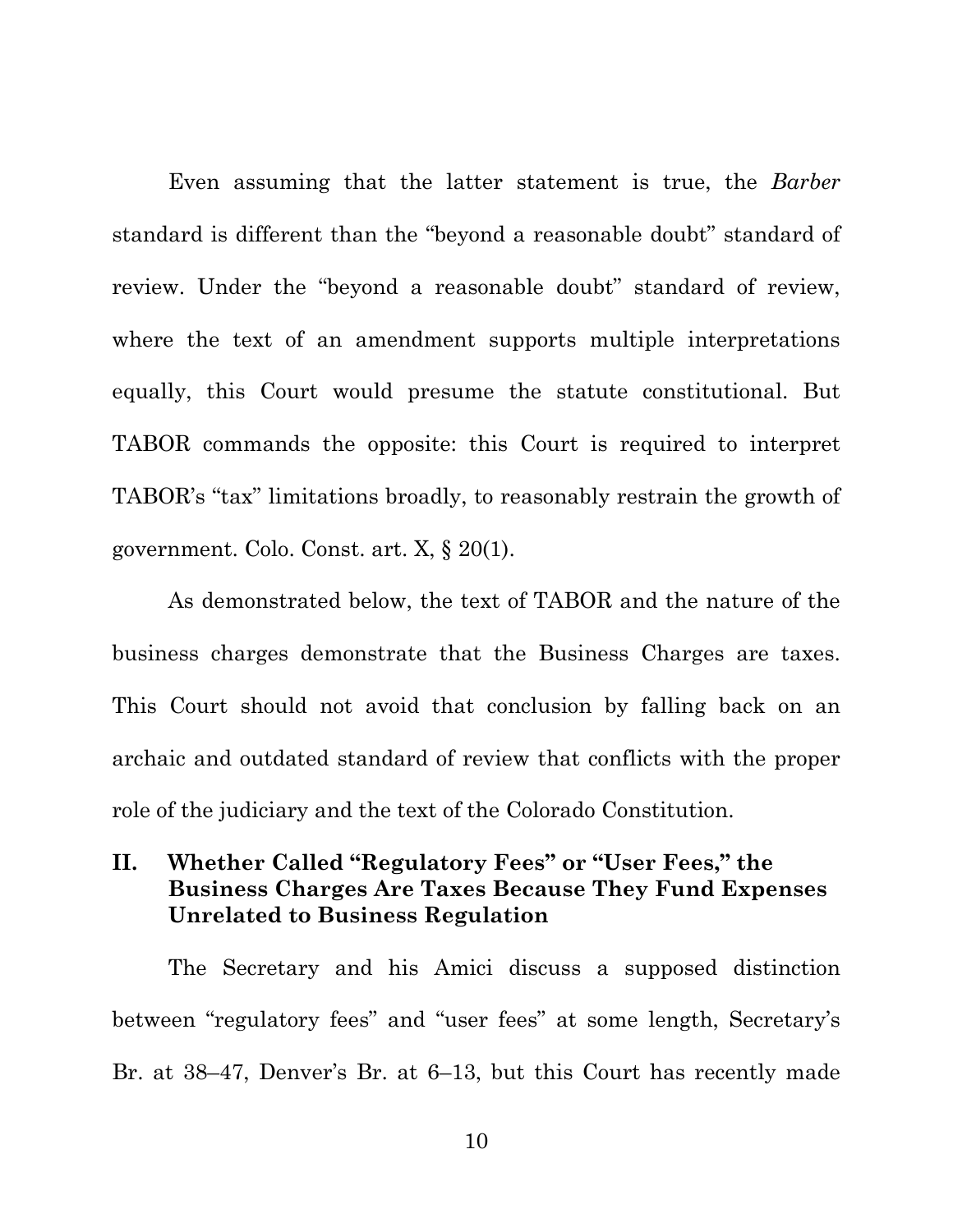Even assuming that the latter statement is true, the *Barber* standard is different than the "beyond a reasonable doubt" standard of review. Under the "beyond a reasonable doubt" standard of review, where the text of an amendment supports multiple interpretations equally, this Court would presume the statute constitutional. But TABOR commands the opposite: this Court is required to interpret TABOR's "tax" limitations broadly, to reasonably restrain the growth of government. Colo. Const. art. X, § 20(1).

As demonstrated below, the text of TABOR and the nature of the business charges demonstrate that the Business Charges are taxes. This Court should not avoid that conclusion by falling back on an archaic and outdated standard of review that conflicts with the proper role of the judiciary and the text of the Colorado Constitution.

## II. Whether Called "Regulatory Fees" or "User Fees," the Business Charges Are Taxes Because They Fund Expenses Unrelated to Business Regulation

The Secretary and his Amici discuss a supposed distinction between "regulatory fees" and "user fees" at some length, Secretary's Br. at 38–47, Denver's Br. at 6–13, but this Court has recently made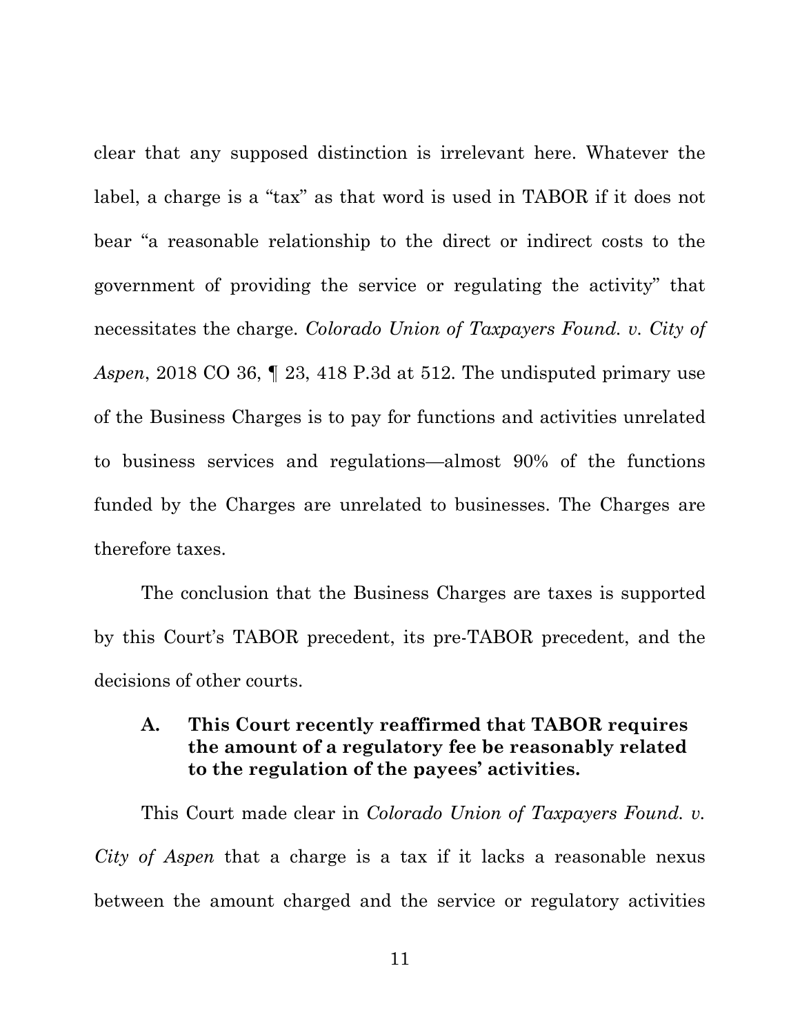clear that any supposed distinction is irrelevant here. Whatever the label, a charge is a "tax" as that word is used in TABOR if it does not bear "a reasonable relationship to the direct or indirect costs to the government of providing the service or regulating the activity" that necessitates the charge. *Colorado Union of Taxpayers Found. v. City of Aspen*, 2018 CO 36, ¶ 23, 418 P.3d at 512. The undisputed primary use of the Business Charges is to pay for functions and activities unrelated to business services and regulations—almost 90% of the functions funded by the Charges are unrelated to businesses. The Charges are therefore taxes.

The conclusion that the Business Charges are taxes is supported by this Court's TABOR precedent, its pre-TABOR precedent, and the decisions of other courts.

### A. This Court recently reaffirmed that TABOR requires the amount of a regulatory fee be reasonably related to the regulation of the payees' activities.

This Court made clear in *Colorado Union of Taxpayers Found. v. City of Aspen* that a charge is a tax if it lacks a reasonable nexus between the amount charged and the service or regulatory activities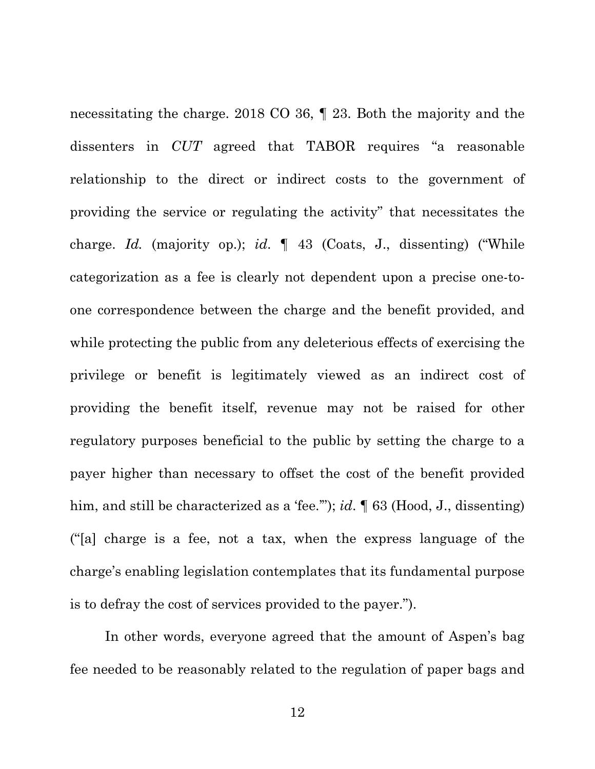necessitating the charge. 2018 CO 36, ¶ 23. Both the majority and the dissenters in *CUT* agreed that TABOR requires "a reasonable relationship to the direct or indirect costs to the government of providing the service or regulating the activity" that necessitates the charge. *Id.* (majority op.); *id*. ¶ 43 (Coats, J., dissenting) ("While categorization as a fee is clearly not dependent upon a precise one-to-one correspondence between the charge and the benefit provided, and while protecting the public from any deleterious effects of exercising the privilege or benefit is legitimately viewed as an indirect cost of providing the benefit itself, revenue may not be raised for other regulatory purposes beneficial to the public by setting the charge to a payer higher than necessary to offset the cost of the benefit provided him, and still be characterized as a 'fee.'"); *id*. ¶ 63 (Hood, J., dissenting) ("[a] charge is a fee, not a tax, when the express language of the charge's enabling legislation contemplates that its fundamental purpose is to defray the cost of services provided to the payer.").

In other words, everyone agreed that the amount of Aspen's bag fee needed to be reasonably related to the regulation of paper bags and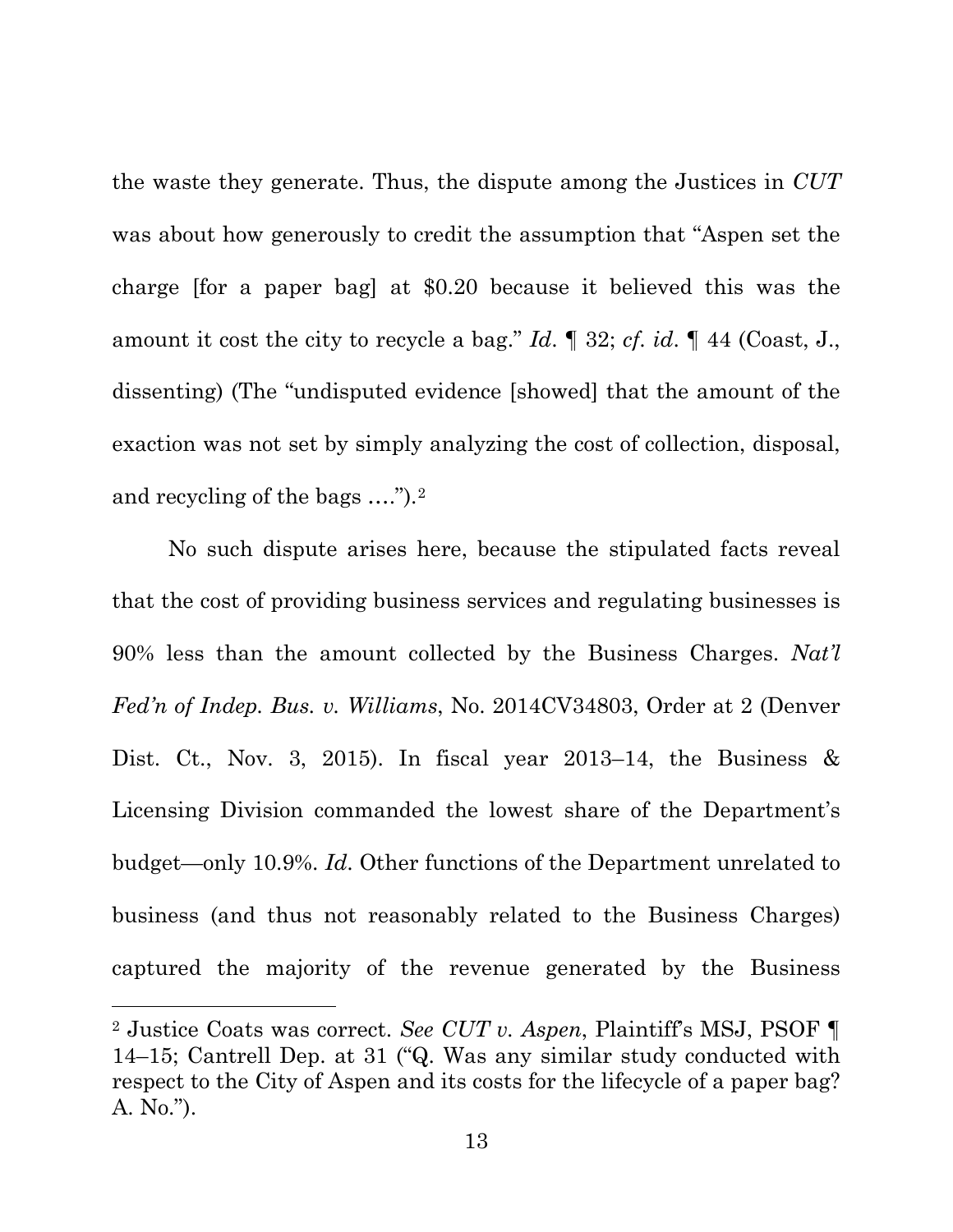the waste they generate. Thus, the dispute among the Justices in *CUT* was about how generously to credit the assumption that "Aspen set the charge [for a paper bag] at $0.20 because it believed this was the amount it cost the city to recycle a bag." *Id.* ¶ 32; *cf. id.* ¶ 44 (Coast, J., dissenting) (The "undisputed evidence [showed] that the amount of the exaction was not set by simply analyzing the cost of collection, disposal, and recycling of the bags ….").[2]

No such dispute arises here, because the stipulated facts reveal that the cost of providing business services and regulating businesses is 90% less than the amount collected by the Business Charges. *Nat'l Fed'n of Indep. Bus. v. Williams*, No. 2014CV34803, Order at 2 (Denver Dist. Ct., Nov. 3, 2015). In fiscal year 2013–14, the Business & Licensing Division commanded the lowest share of the Department's budget—only 10.9%. *Id.* Other functions of the Department unrelated to business (and thus not reasonably related to the Business Charges) captured the majority of the revenue generated by the Business

---

[2] Justice Coats was correct. *See CUT v. Aspen*, Plaintiff's MSJ, PSOF ¶ 14–15; Cantrell Dep. at 31 ("Q. Was any similar study conducted with respect to the City of Aspen and its costs for the lifecycle of a paper bag? A. No.").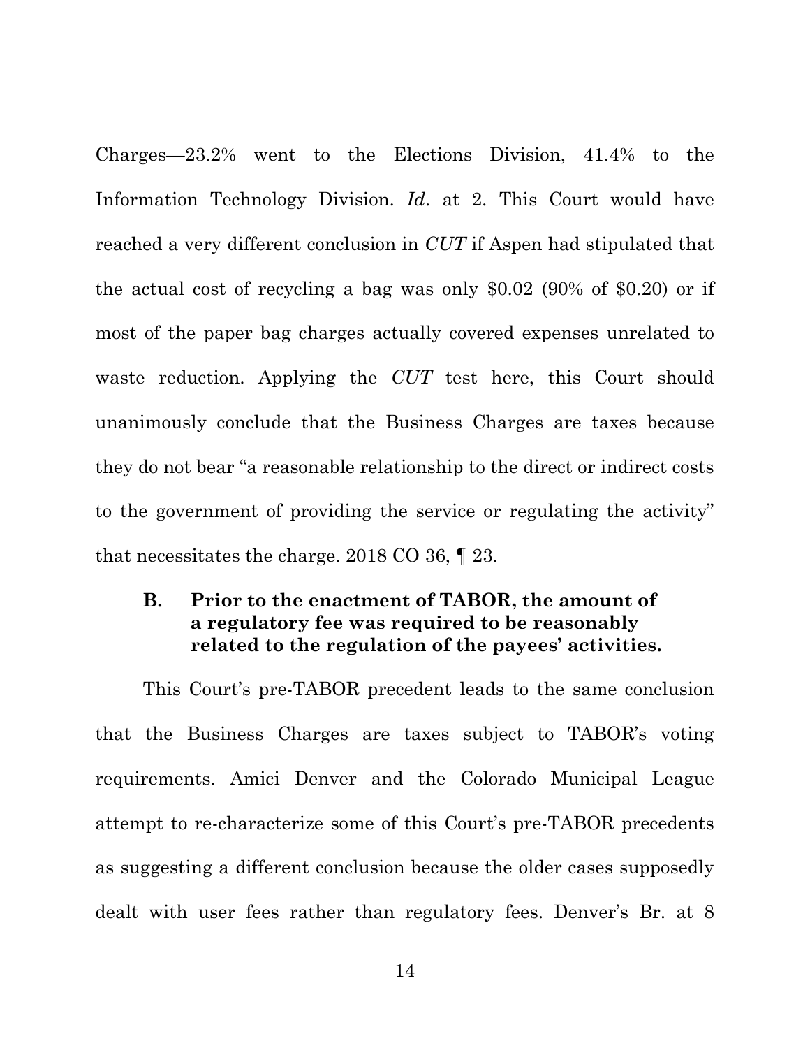Charges—23.2% went to the Elections Division, 41.4% to the Information Technology Division. *Id*. at 2. This Court would have reached a very different conclusion in *CUT* if Aspen had stipulated that the actual cost of recycling a bag was only $0.02 (90% of $0.20) or if most of the paper bag charges actually covered expenses unrelated to waste reduction. Applying the *CUT* test here, this Court should unanimously conclude that the Business Charges are taxes because they do not bear "a reasonable relationship to the direct or indirect costs to the government of providing the service or regulating the activity" that necessitates the charge. 2018 CO 36, ¶ 23.

### B. Prior to the enactment of TABOR, the amount of a regulatory fee was required to be reasonably related to the regulation of the payees' activities.

This Court's pre-TABOR precedent leads to the same conclusion that the Business Charges are taxes subject to TABOR's voting requirements. Amici Denver and the Colorado Municipal League attempt to re-characterize some of this Court's pre-TABOR precedents as suggesting a different conclusion because the older cases supposedly dealt with user fees rather than regulatory fees. Denver's Br. at 8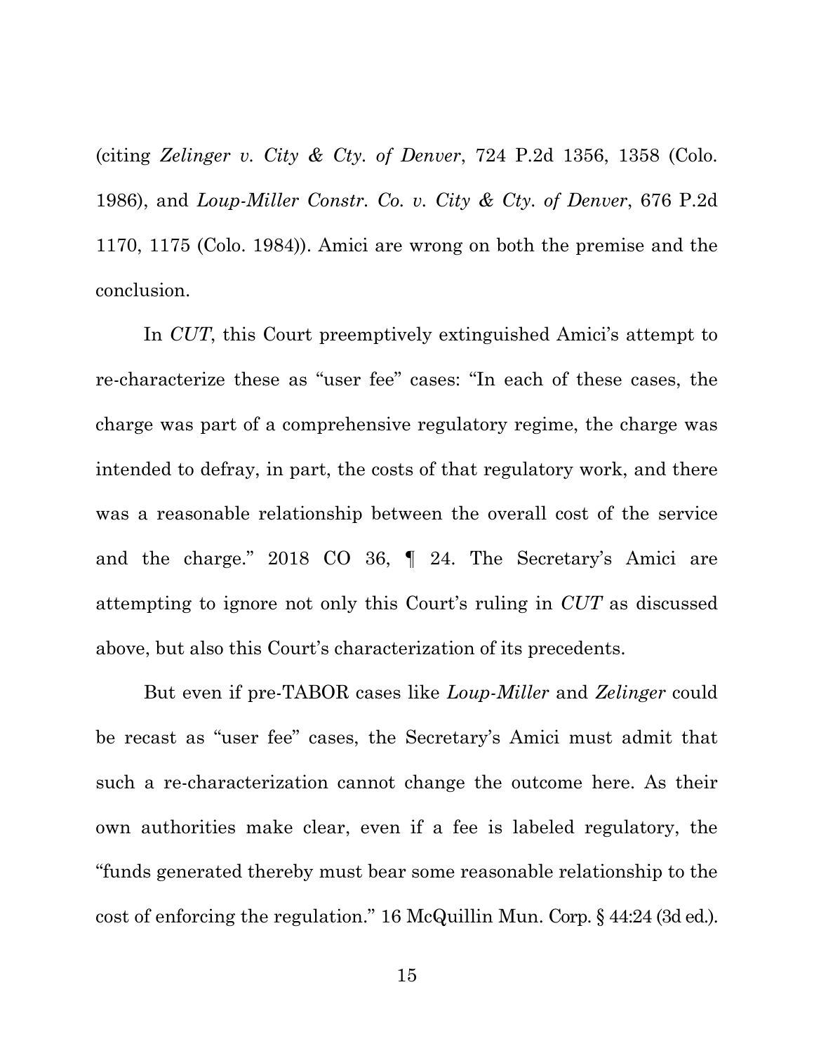(citing *Zelinger v. City & Cty. of Denver*, 724 P.2d 1356, 1358 (Colo. 1986), and *Loup-Miller Constr. Co. v. City & Cty. of Denver*, 676 P.2d 1170, 1175 (Colo. 1984)). Amici are wrong on both the premise and the conclusion.

In *CUT*, this Court preemptively extinguished Amici's attempt to re-characterize these as "user fee" cases: "In each of these cases, the charge was part of a comprehensive regulatory regime, the charge was intended to defray, in part, the costs of that regulatory work, and there was a reasonable relationship between the overall cost of the service and the charge." 2018 CO 36, ¶ 24. The Secretary's Amici are attempting to ignore not only this Court's ruling in *CUT* as discussed above, but also this Court's characterization of its precedents.

But even if pre-TABOR cases like *Loup-Miller* and *Zelinger* could be recast as "user fee" cases, the Secretary's Amici must admit that such a re-characterization cannot change the outcome here. As their own authorities make clear, even if a fee is labeled regulatory, the "funds generated thereby must bear some reasonable relationship to the cost of enforcing the regulation." 16 McQuillin Mun. Corp. § 44:24 (3d ed.).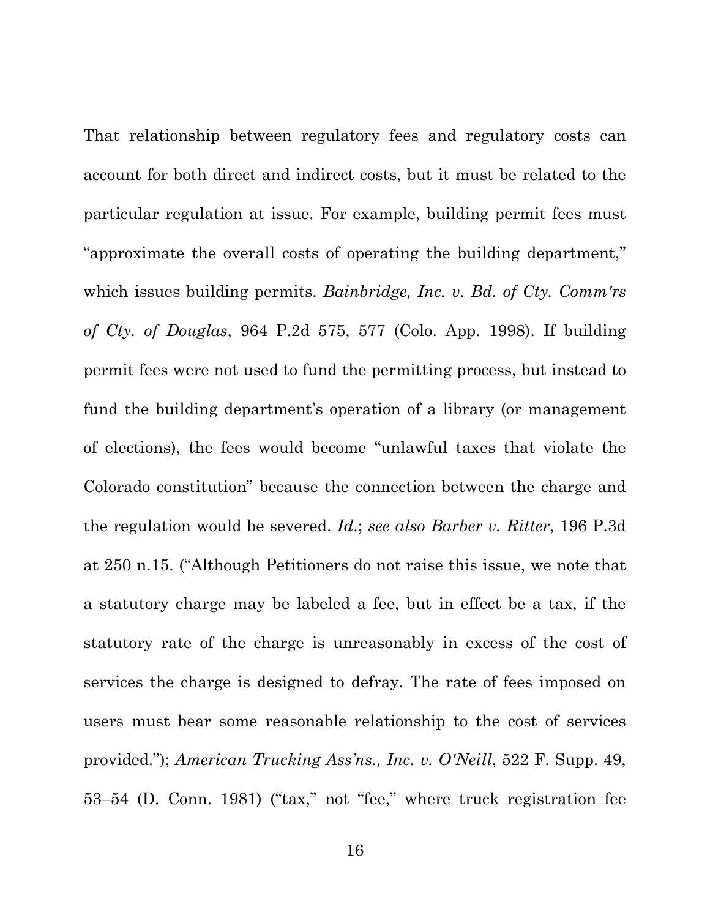That relationship between regulatory fees and regulatory costs can account for both direct and indirect costs, but it must be related to the particular regulation at issue. For example, building permit fees must "approximate the overall costs of operating the building department," which issues building permits. *Bainbridge, Inc. v. Bd. of Cty. Comm'rs of Cty. of Douglas*, 964 P.2d 575, 577 (Colo. App. 1998). If building permit fees were not used to fund the permitting process, but instead to fund the building department's operation of a library (or management of elections), the fees would become "unlawful taxes that violate the Colorado constitution" because the connection between the charge and the regulation would be severed. *Id.*; *see also Barber v. Ritter*, 196 P.3d at 250 n.15. ("Although Petitioners do not raise this issue, we note that a statutory charge may be labeled a fee, but in effect be a tax, if the statutory rate of the charge is unreasonably in excess of the cost of services the charge is designed to defray. The rate of fees imposed on users must bear some reasonable relationship to the cost of services provided."); *American Trucking Ass'ns., Inc. v. O'Neill*, 522 F. Supp. 49, 53–54 (D. Conn. 1981) ("tax," not "fee," where truck registration fee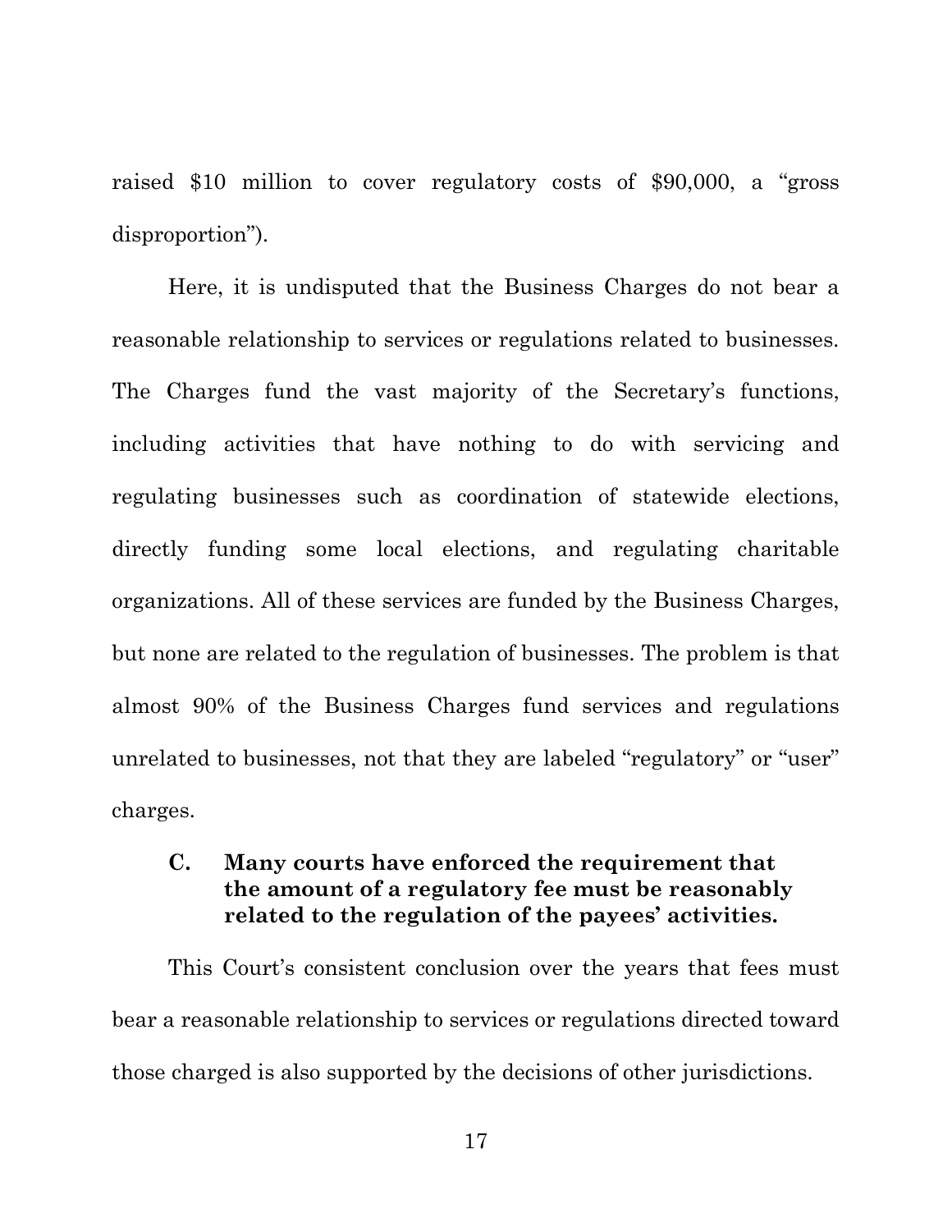raised $10 million to cover regulatory costs of $90,000, a "gross disproportion").

Here, it is undisputed that the Business Charges do not bear a reasonable relationship to services or regulations related to businesses. The Charges fund the vast majority of the Secretary's functions, including activities that have nothing to do with servicing and regulating businesses such as coordination of statewide elections, directly funding some local elections, and regulating charitable organizations. All of these services are funded by the Business Charges, but none are related to the regulation of businesses. The problem is that almost 90% of the Business Charges fund services and regulations unrelated to businesses, not that they are labeled "regulatory" or "user" charges.

### C. Many courts have enforced the requirement that the amount of a regulatory fee must be reasonably related to the regulation of the payees' activities.

This Court's consistent conclusion over the years that fees must bear a reasonable relationship to services or regulations directed toward those charged is also supported by the decisions of other jurisdictions.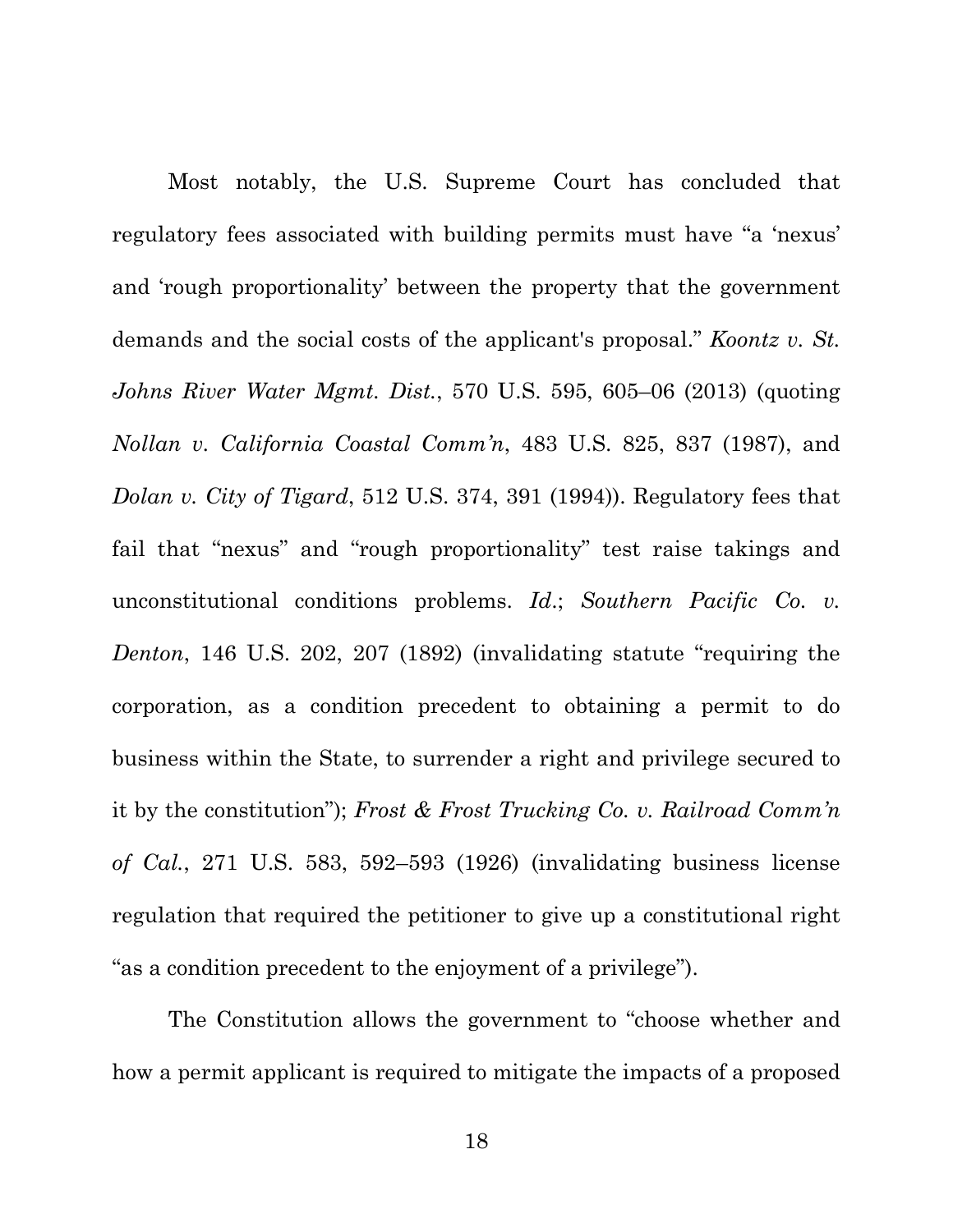Most notably, the U.S. Supreme Court has concluded that regulatory fees associated with building permits must have "a 'nexus' and 'rough proportionality' between the property that the government demands and the social costs of the applicant's proposal." *Koontz v. St. Johns River Water Mgmt. Dist.*, 570 U.S. 595, 605–06 (2013) (quoting *Nollan v. California Coastal Comm'n*, 483 U.S. 825, 837 (1987), and *Dolan v. City of Tigard*, 512 U.S. 374, 391 (1994)). Regulatory fees that fail that "nexus" and "rough proportionality" test raise takings and unconstitutional conditions problems. *Id.*; *Southern Pacific Co. v. Denton*, 146 U.S. 202, 207 (1892) (invalidating statute "requiring the corporation, as a condition precedent to obtaining a permit to do business within the State, to surrender a right and privilege secured to it by the constitution"); *Frost & Frost Trucking Co. v. Railroad Comm'n of Cal.*, 271 U.S. 583, 592–593 (1926) (invalidating business license regulation that required the petitioner to give up a constitutional right "as a condition precedent to the enjoyment of a privilege").

The Constitution allows the government to "choose whether and how a permit applicant is required to mitigate the impacts of a proposed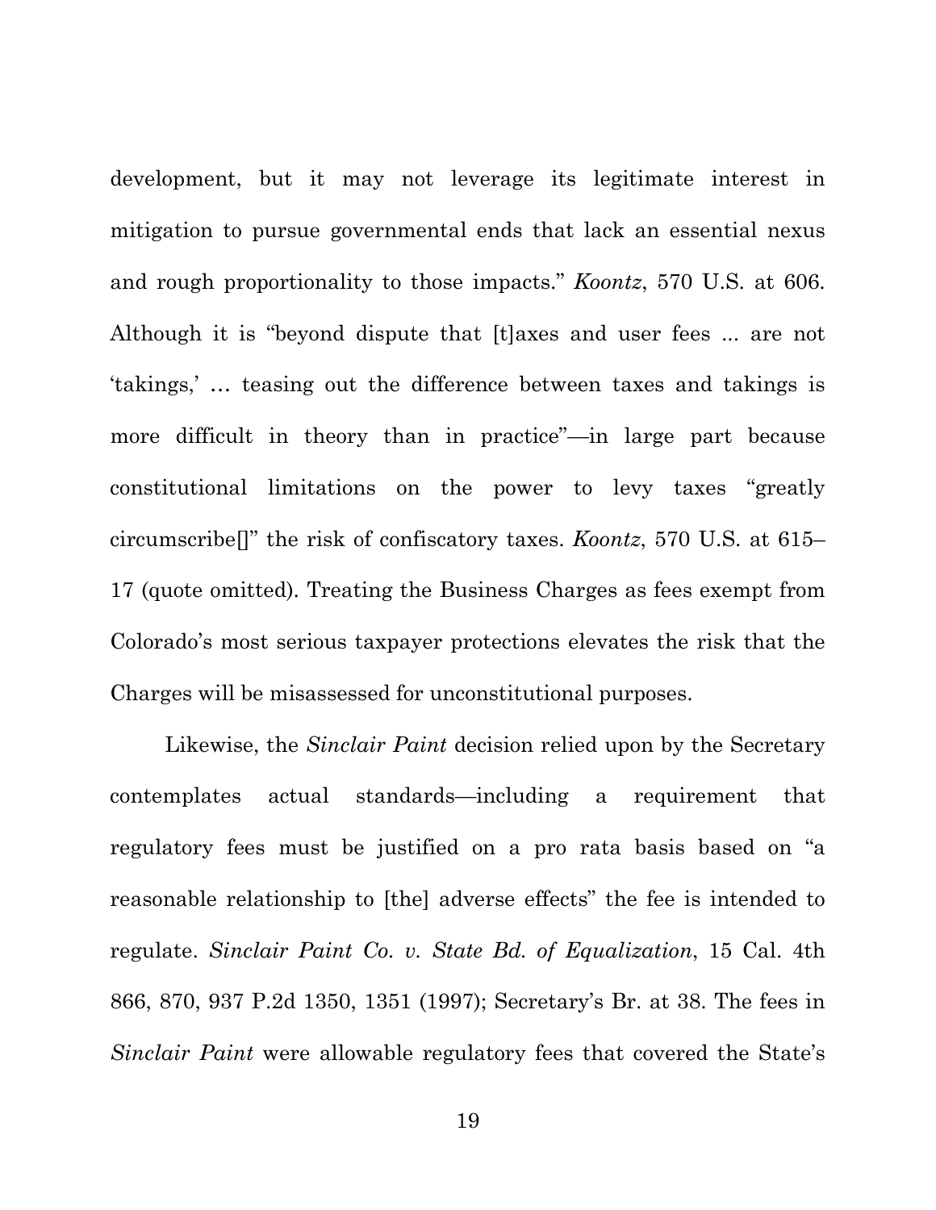development, but it may not leverage its legitimate interest in mitigation to pursue governmental ends that lack an essential nexus and rough proportionality to those impacts." *Koontz*, 570 U.S. at 606. Although it is "beyond dispute that [t]axes and user fees ... are not 'takings,' … teasing out the difference between taxes and takings is more difficult in theory than in practice"—in large part because constitutional limitations on the power to levy taxes "greatly circumscribe[]" the risk of confiscatory taxes. *Koontz*, 570 U.S. at 615–17 (quote omitted). Treating the Business Charges as fees exempt from Colorado's most serious taxpayer protections elevates the risk that the Charges will be misassessed for unconstitutional purposes.

Likewise, the *Sinclair Paint* decision relied upon by the Secretary contemplates actual standards—including a requirement that regulatory fees must be justified on a pro rata basis based on "a reasonable relationship to [the] adverse effects" the fee is intended to regulate. *Sinclair Paint Co. v. State Bd. of Equalization*, 15 Cal. 4th 866, 870, 937 P.2d 1350, 1351 (1997); Secretary's Br. at 38. The fees in *Sinclair Paint* were allowable regulatory fees that covered the State's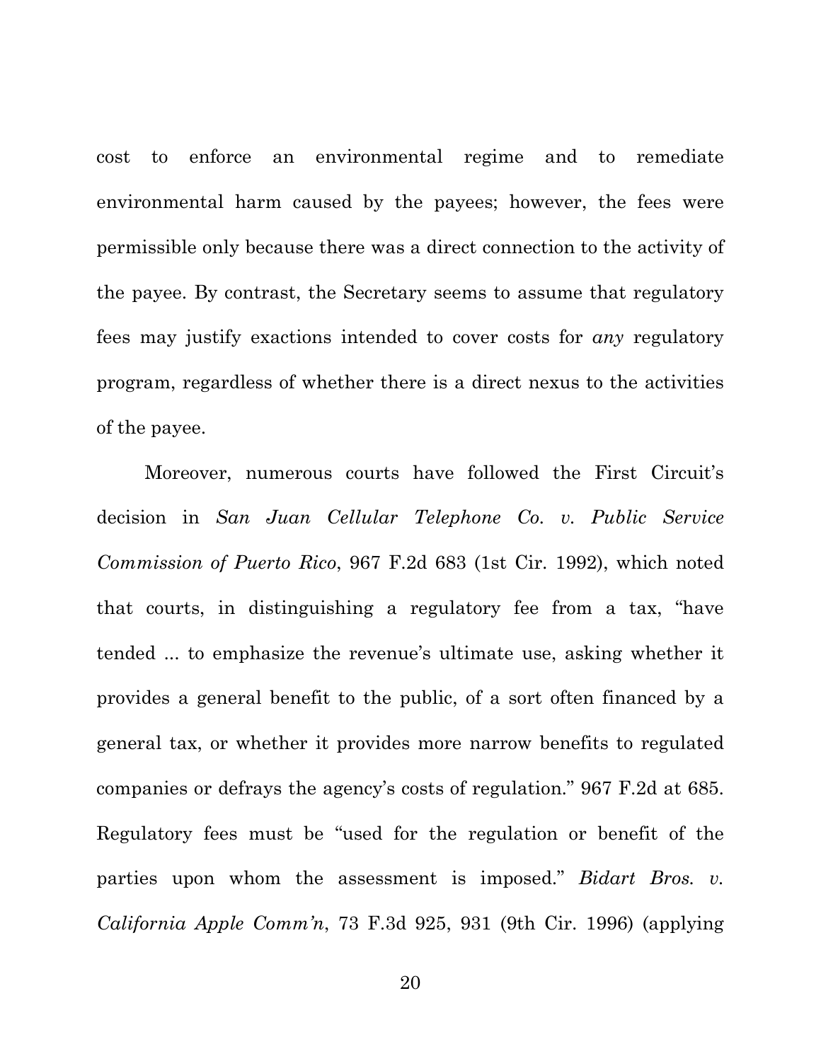cost to enforce an environmental regime and to remediate environmental harm caused by the payees; however, the fees were permissible only because there was a direct connection to the activity of the payee. By contrast, the Secretary seems to assume that regulatory fees may justify exactions intended to cover costs for *any* regulatory program, regardless of whether there is a direct nexus to the activities of the payee.

Moreover, numerous courts have followed the First Circuit's decision in *San Juan Cellular Telephone Co. v. Public Service Commission of Puerto Rico*, 967 F.2d 683 (1st Cir. 1992), which noted that courts, in distinguishing a regulatory fee from a tax, "have tended ... to emphasize the revenue's ultimate use, asking whether it provides a general benefit to the public, of a sort often financed by a general tax, or whether it provides more narrow benefits to regulated companies or defrays the agency's costs of regulation." 967 F.2d at 685. Regulatory fees must be "used for the regulation or benefit of the parties upon whom the assessment is imposed." *Bidart Bros. v. California Apple Comm'n*, 73 F.3d 925, 931 (9th Cir. 1996) (applying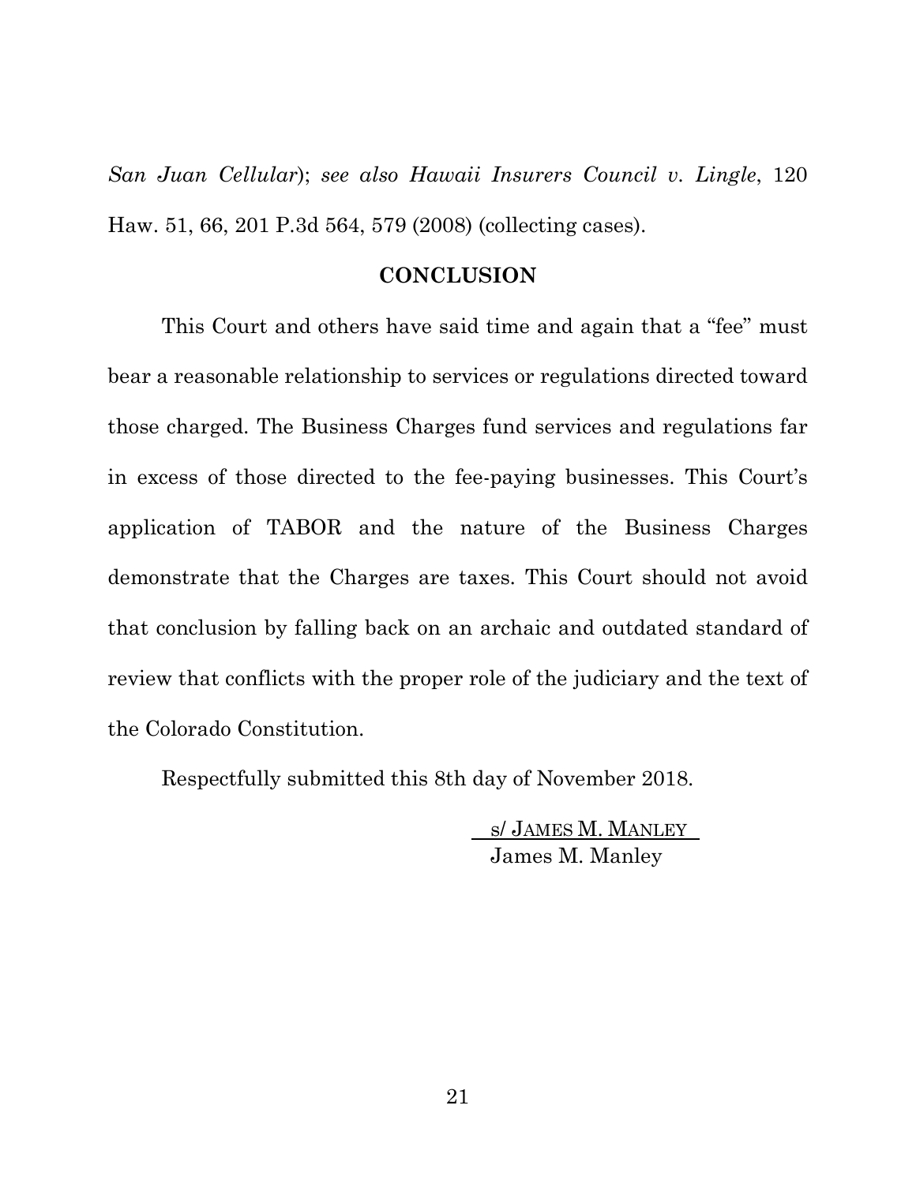*San Juan Cellular*); *see also Hawaii Insurers Council v. Lingle*, 120 Haw. 51, 66, 201 P.3d 564, 579 (2008) (collecting cases).

## CONCLUSION

This Court and others have said time and again that a "fee" must bear a reasonable relationship to services or regulations directed toward those charged. The Business Charges fund services and regulations far in excess of those directed to the fee-paying businesses. This Court's application of TABOR and the nature of the Business Charges demonstrate that the Charges are taxes. This Court should not avoid that conclusion by falling back on an archaic and outdated standard of review that conflicts with the proper role of the judiciary and the text of the Colorado Constitution.

Respectfully submitted this 8th day of November 2018.

s/ JAMES M. MANLEY
James M. Manley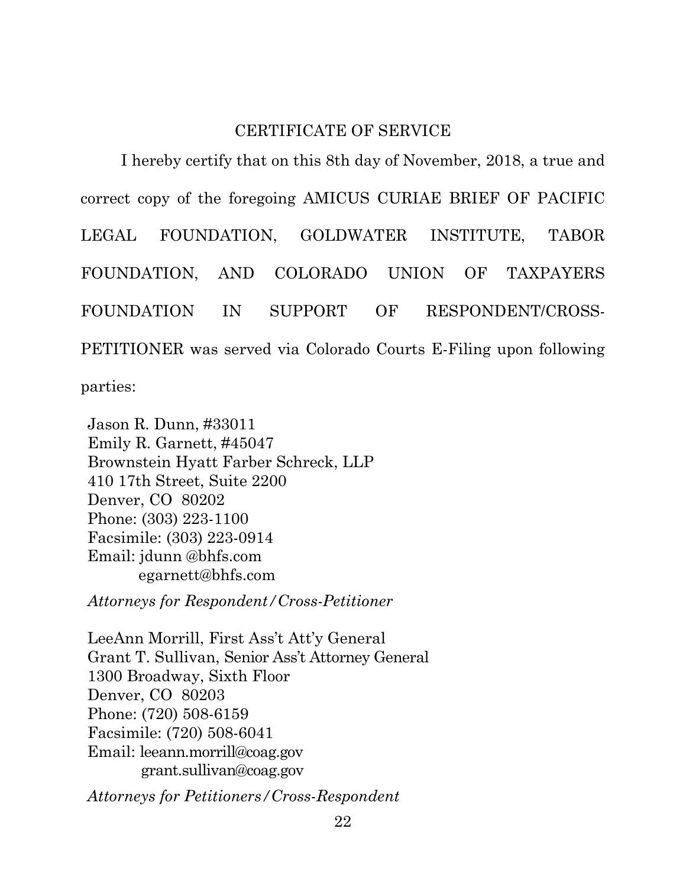## CERTIFICATE OF SERVICE

I hereby certify that on this 8th day of November, 2018, a true and correct copy of the foregoing AMICUS CURIAE BRIEF OF PACIFIC LEGAL FOUNDATION, GOLDWATER INSTITUTE, TABOR FOUNDATION, AND COLORADO UNION OF TAXPAYERS FOUNDATION IN SUPPORT OF RESPONDENT/CROSS-PETITIONER was served via Colorado Courts E-Filing upon following parties:

Jason R. Dunn, #33011
Emily R. Garnett, #45047
Brownstein Hyatt Farber Schreck, LLP
410 17th Street, Suite 2200
Denver, CO 80202
Phone: (303) 223-1100
Facsimile: (303) 223-0914
Email: jdunn @bhfs.com
egarnett@bhfs.com

*Attorneys for Respondent/Cross-Petitioner*

LeeAnn Morrill, First Ass't Att'y General
Grant T. Sullivan, Senior Ass't Attorney General
1300 Broadway, Sixth Floor
Denver, CO 80203
Phone: (720) 508-6159
Facsimile: (720) 508-6041
Email: leeann.morrill@coag.gov
grant.sullivan@coag.gov

*Attorneys for Petitioners/Cross-Respondent*